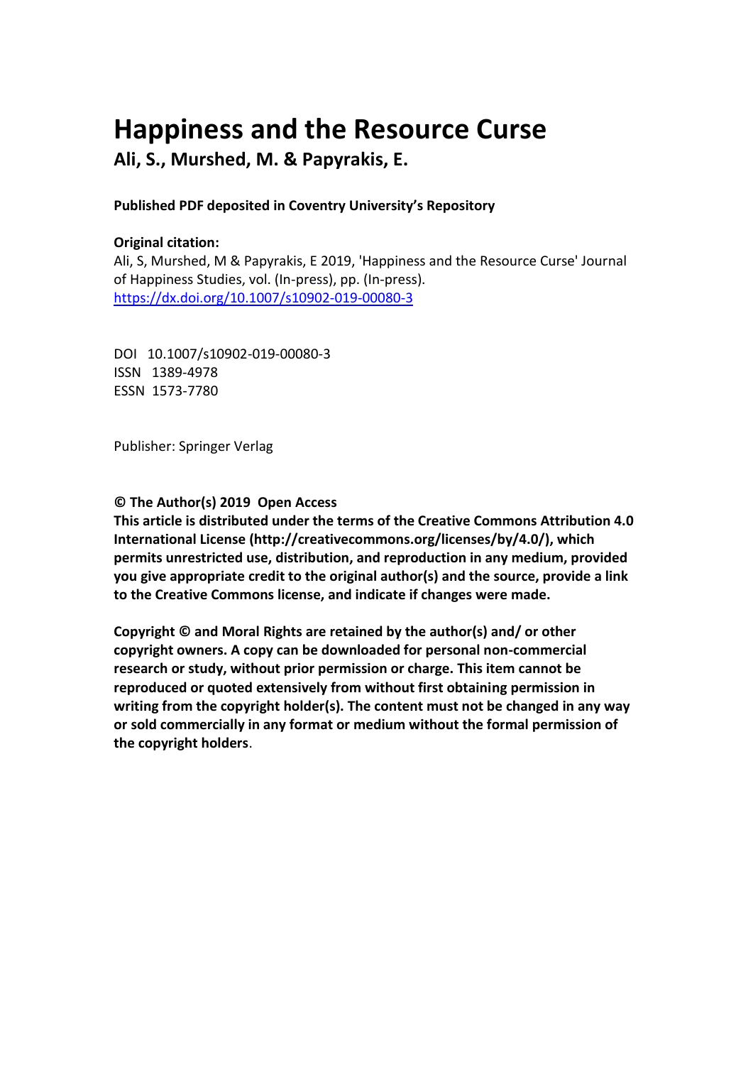# Happiness and the Resource Curse

**Ali, S., Murshed, M. & Papyrakis, E.**

**Published PDF deposited in Coventry University's Repository**

**Original citation:**

Ali, S, Murshed, M & Papyrakis, E 2019, 'Happiness and the Resource Curse' Journal of Happiness Studies, vol. (In-press), pp. (In-press).
https://dx.doi.org/10.1007/s10902-019-00080-3

DOI 10.1007/s10902-019-00080-3
ISSN 1389-4978
ESSN 1573-7780

Publisher: Springer Verlag

**© The Author(s) 2019 Open Access**
**This article is distributed under the terms of the Creative Commons Attribution 4.0 International License (http://creativecommons.org/licenses/by/4.0/), which permits unrestricted use, distribution, and reproduction in any medium, provided you give appropriate credit to the original author(s) and the source, provide a link to the Creative Commons license, and indicate if changes were made.**

**Copyright © and Moral Rights are retained by the author(s) and/ or other copyright owners. A copy can be downloaded for personal non-commercial research or study, without prior permission or charge. This item cannot be reproduced or quoted extensively from without first obtaining permission in writing from the copyright holder(s). The content must not be changed in any way or sold commercially in any format or medium without the formal permission of the copyright holders.**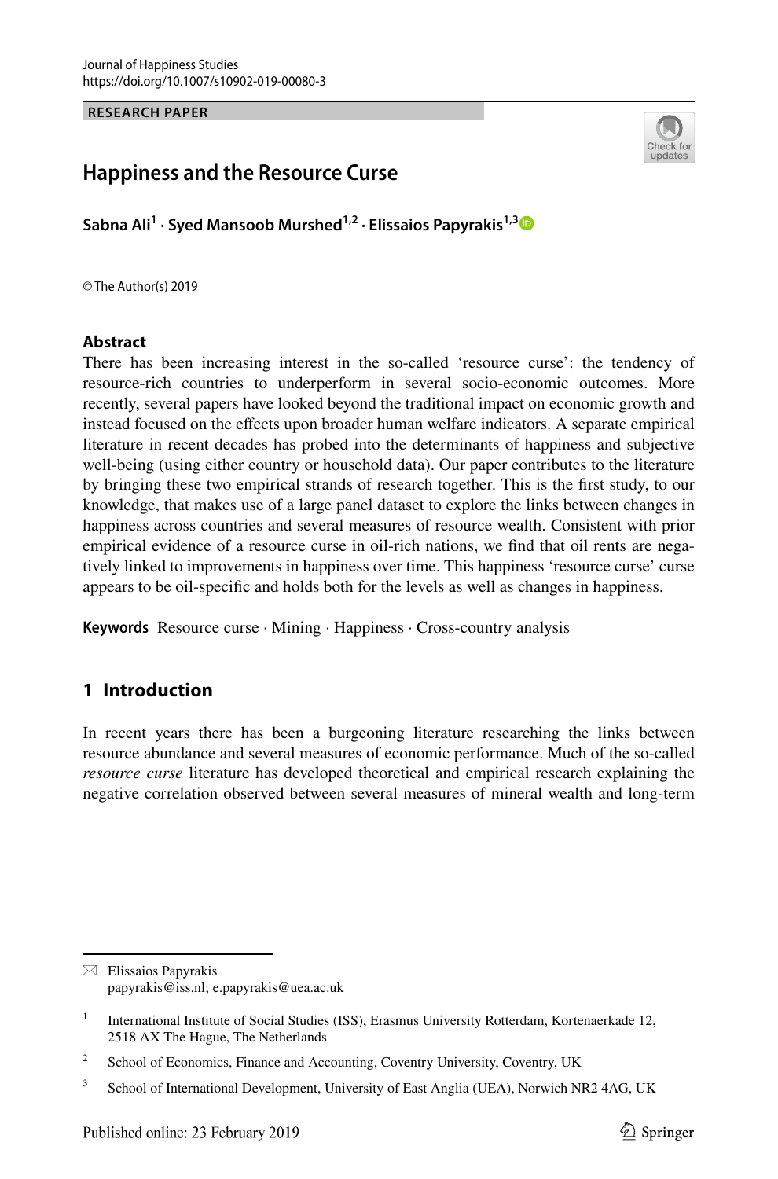# Happiness and the Resource Curse

**Sabna Ali**[1] · **Syed Mansoob Murshed**[1,2] · **Elissaios Papyrakis**[1,3]

© The Author(s) 2019

## Abstract

There has been increasing interest in the so-called 'resource curse': the tendency of resource-rich countries to underperform in several socio-economic outcomes. More recently, several papers have looked beyond the traditional impact on economic growth and instead focused on the effects upon broader human welfare indicators. A separate empirical literature in recent decades has probed into the determinants of happiness and subjective well-being (using either country or household data). Our paper contributes to the literature by bringing these two empirical strands of research together. This is the first study, to our knowledge, that makes use of a large panel dataset to explore the links between changes in happiness across countries and several measures of resource wealth. Consistent with prior empirical evidence of a resource curse in oil-rich nations, we find that oil rents are negatively linked to improvements in happiness over time. This happiness 'resource curse' curse appears to be oil-specific and holds both for the levels as well as changes in happiness.

**Keywords** Resource curse · Mining · Happiness · Cross-country analysis

## 1 Introduction

In recent years there has been a burgeoning literature researching the links between resource abundance and several measures of economic performance. Much of the so-called *resource curse* literature has developed theoretical and empirical research explaining the negative correlation observed between several measures of mineral wealth and long-term

---

✉ Elissaios Papyrakis
papyrakis@iss.nl; e.papyrakis@uea.ac.uk

[1] International Institute of Social Studies (ISS), Erasmus University Rotterdam, Kortenaerkade 12, 2518 AX The Hague, The Netherlands

[2] School of Economics, Finance and Accounting, Coventry University, Coventry, UK

[3] School of International Development, University of East Anglia (UEA), Norwich NR2 4AG, UK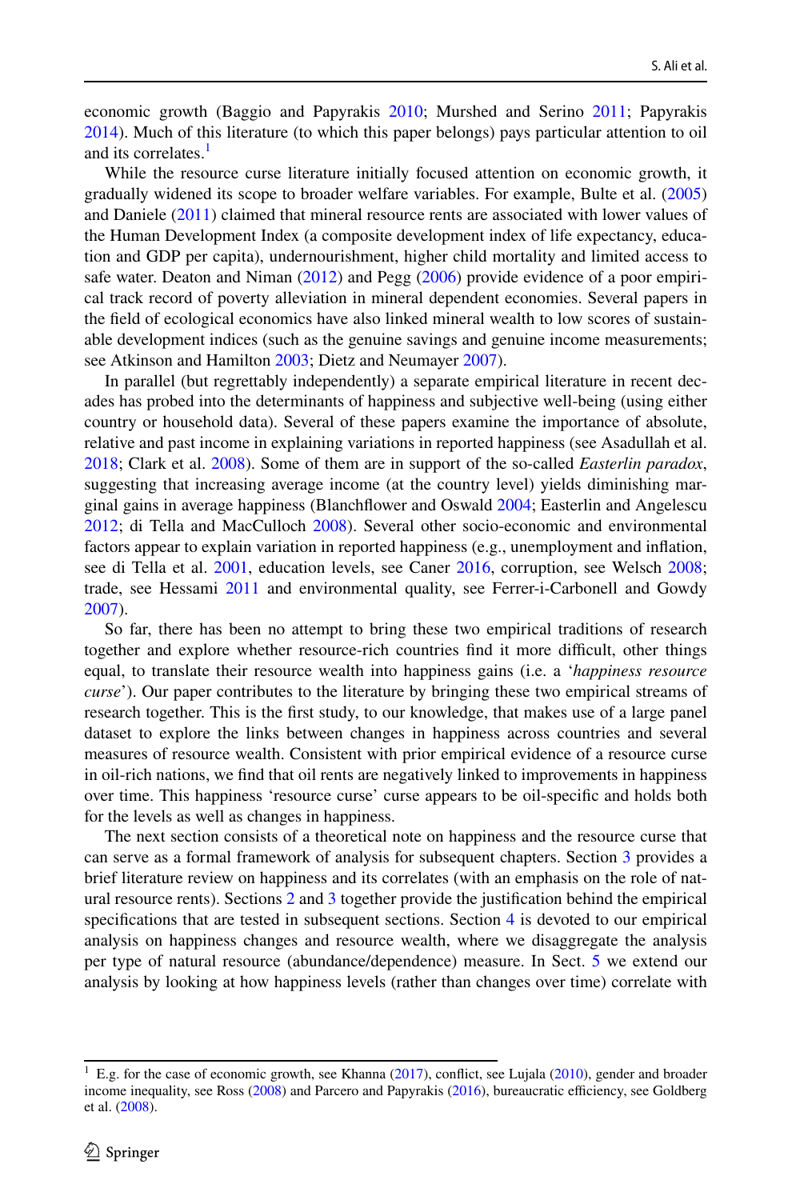economic growth (Baggio and Papyrakis 2010; Murshed and Serino 2011; Papyrakis 2014). Much of this literature (to which this paper belongs) pays particular attention to oil and its correlates.[1]

While the resource curse literature initially focused attention on economic growth, it gradually widened its scope to broader welfare variables. For example, Bulte et al. (2005) and Daniele (2011) claimed that mineral resource rents are associated with lower values of the Human Development Index (a composite development index of life expectancy, education and GDP per capita), undernourishment, higher child mortality and limited access to safe water. Deaton and Niman (2012) and Pegg (2006) provide evidence of a poor empirical track record of poverty alleviation in mineral dependent economies. Several papers in the field of ecological economics have also linked mineral wealth to low scores of sustainable development indices (such as the genuine savings and genuine income measurements; see Atkinson and Hamilton 2003; Dietz and Neumayer 2007).

In parallel (but regrettably independently) a separate empirical literature in recent decades has probed into the determinants of happiness and subjective well-being (using either country or household data). Several of these papers examine the importance of absolute, relative and past income in explaining variations in reported happiness (see Asadullah et al. 2018; Clark et al. 2008). Some of them are in support of the so-called *Easterlin paradox*, suggesting that increasing average income (at the country level) yields diminishing marginal gains in average happiness (Blanchflower and Oswald 2004; Easterlin and Angelescu 2012; di Tella and MacCulloch 2008). Several other socio-economic and environmental factors appear to explain variation in reported happiness (e.g., unemployment and inflation, see di Tella et al. 2001, education levels, see Caner 2016, corruption, see Welsch 2008; trade, see Hessami 2011 and environmental quality, see Ferrer-i-Carbonell and Gowdy 2007).

So far, there has been no attempt to bring these two empirical traditions of research together and explore whether resource-rich countries find it more difficult, other things equal, to translate their resource wealth into happiness gains (i.e. a '*happiness resource curse*'). Our paper contributes to the literature by bringing these two empirical streams of research together. This is the first study, to our knowledge, that makes use of a large panel dataset to explore the links between changes in happiness across countries and several measures of resource wealth. Consistent with prior empirical evidence of a resource curse in oil-rich nations, we find that oil rents are negatively linked to improvements in happiness over time. This happiness 'resource curse' curse appears to be oil-specific and holds both for the levels as well as changes in happiness.

The next section consists of a theoretical note on happiness and the resource curse that can serve as a formal framework of analysis for subsequent chapters. Section 3 provides a brief literature review on happiness and its correlates (with an emphasis on the role of natural resource rents). Sections 2 and 3 together provide the justification behind the empirical specifications that are tested in subsequent sections. Section 4 is devoted to our empirical analysis on happiness changes and resource wealth, where we disaggregate the analysis per type of natural resource (abundance/dependence) measure. In Sect. 5 we extend our analysis by looking at how happiness levels (rather than changes over time) correlate with

[1] E.g. for the case of economic growth, see Khanna (2017), conflict, see Lujala (2010), gender and broader income inequality, see Ross (2008) and Parcero and Papyrakis (2016), bureaucratic efficiency, see Goldberg et al. (2008).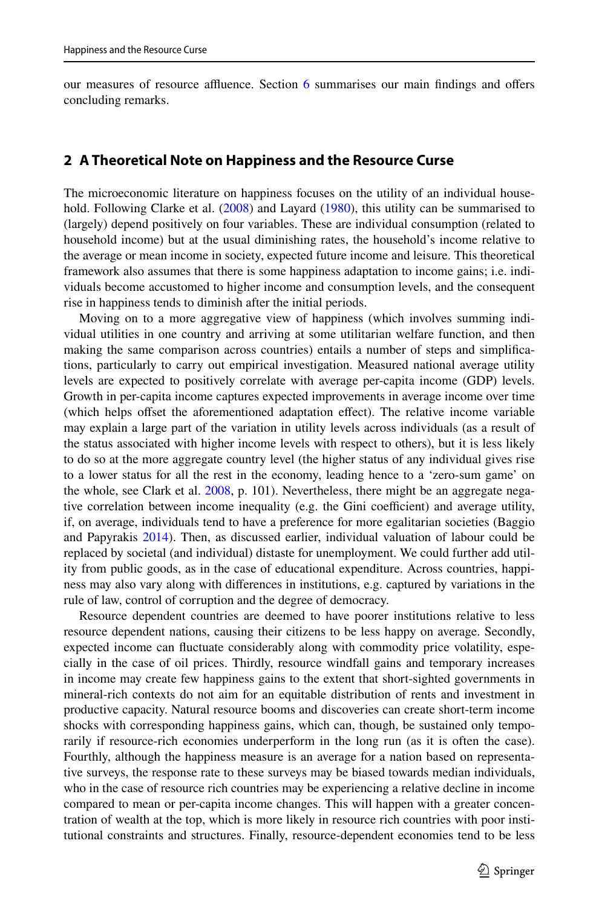our measures of resource affluence. Section 6 summarises our main findings and offers concluding remarks.

## 2 A Theoretical Note on Happiness and the Resource Curse

The microeconomic literature on happiness focuses on the utility of an individual household. Following Clarke et al. (2008) and Layard (1980), this utility can be summarised to (largely) depend positively on four variables. These are individual consumption (related to household income) but at the usual diminishing rates, the household's income relative to the average or mean income in society, expected future income and leisure. This theoretical framework also assumes that there is some happiness adaptation to income gains; i.e. individuals become accustomed to higher income and consumption levels, and the consequent rise in happiness tends to diminish after the initial periods.

Moving on to a more aggregative view of happiness (which involves summing individual utilities in one country and arriving at some utilitarian welfare function, and then making the same comparison across countries) entails a number of steps and simplifications, particularly to carry out empirical investigation. Measured national average utility levels are expected to positively correlate with average per-capita income (GDP) levels. Growth in per-capita income captures expected improvements in average income over time (which helps offset the aforementioned adaptation effect). The relative income variable may explain a large part of the variation in utility levels across individuals (as a result of the status associated with higher income levels with respect to others), but it is less likely to do so at the more aggregate country level (the higher status of any individual gives rise to a lower status for all the rest in the economy, leading hence to a 'zero-sum game' on the whole, see Clark et al. 2008, p. 101). Nevertheless, there might be an aggregate negative correlation between income inequality (e.g. the Gini coefficient) and average utility, if, on average, individuals tend to have a preference for more egalitarian societies (Baggio and Papyrakis 2014). Then, as discussed earlier, individual valuation of labour could be replaced by societal (and individual) distaste for unemployment. We could further add utility from public goods, as in the case of educational expenditure. Across countries, happiness may also vary along with differences in institutions, e.g. captured by variations in the rule of law, control of corruption and the degree of democracy.

Resource dependent countries are deemed to have poorer institutions relative to less resource dependent nations, causing their citizens to be less happy on average. Secondly, expected income can fluctuate considerably along with commodity price volatility, especially in the case of oil prices. Thirdly, resource windfall gains and temporary increases in income may create few happiness gains to the extent that short-sighted governments in mineral-rich contexts do not aim for an equitable distribution of rents and investment in productive capacity. Natural resource booms and discoveries can create short-term income shocks with corresponding happiness gains, which can, though, be sustained only temporarily if resource-rich economies underperform in the long run (as it is often the case). Fourthly, although the happiness measure is an average for a nation based on representative surveys, the response rate to these surveys may be biased towards median individuals, who in the case of resource rich countries may be experiencing a relative decline in income compared to mean or per-capita income changes. This will happen with a greater concentration of wealth at the top, which is more likely in resource rich countries with poor institutional constraints and structures. Finally, resource-dependent economies tend to be less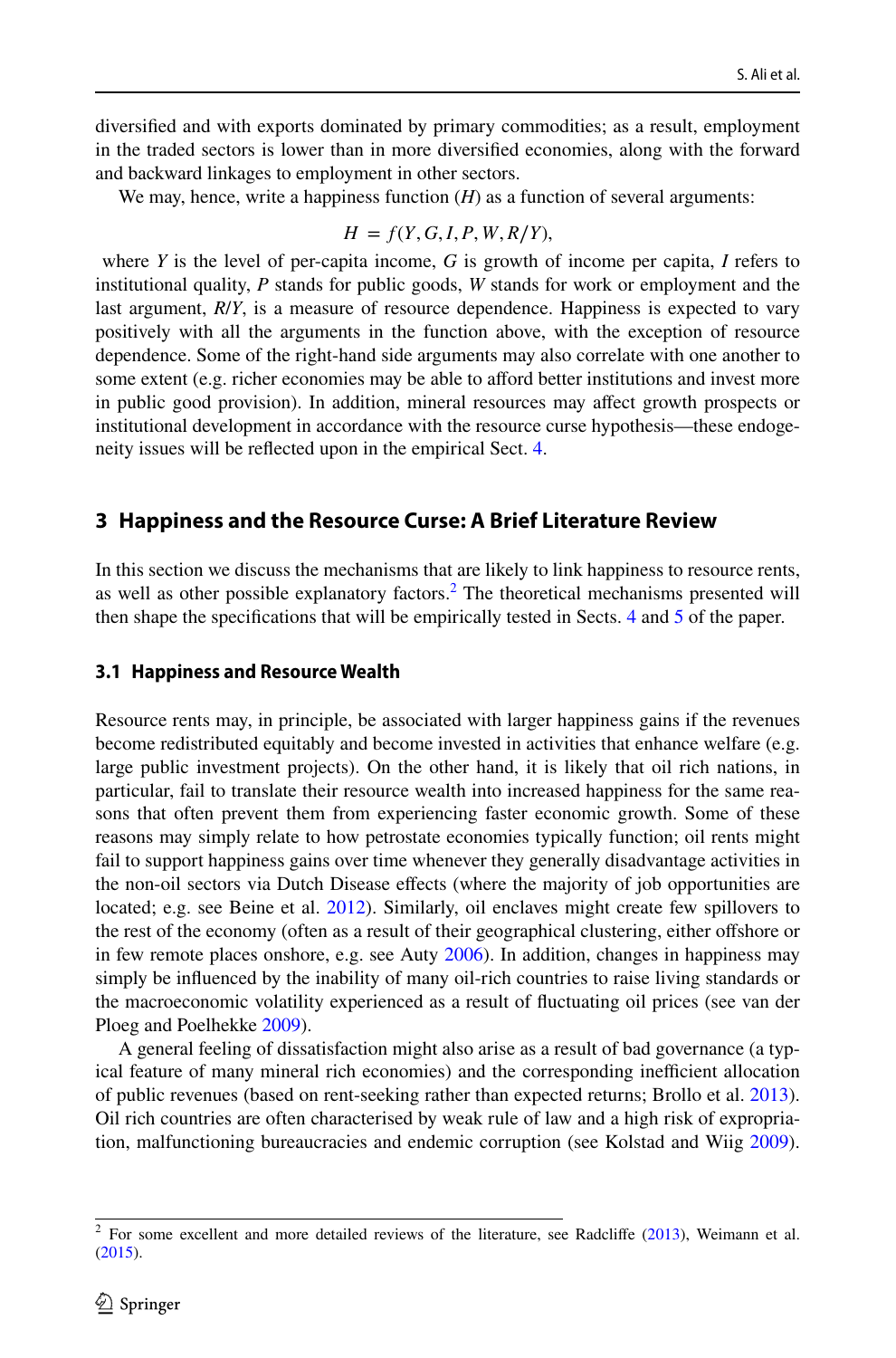diversified and with exports dominated by primary commodities; as a result, employment in the traded sectors is lower than in more diversified economies, along with the forward and backward linkages to employment in other sectors.

We may, hence, write a happiness function ($H$) as a function of several arguments:

$$H = f(Y, G, I, P, W, R/Y),$$

where $Y$ is the level of per-capita income, $G$ is growth of income per capita, $I$ refers to institutional quality, $P$ stands for public goods, $W$ stands for work or employment and the last argument, $R/Y$, is a measure of resource dependence. Happiness is expected to vary positively with all the arguments in the function above, with the exception of resource dependence. Some of the right-hand side arguments may also correlate with one another to some extent (e.g. richer economies may be able to afford better institutions and invest more in public good provision). In addition, mineral resources may affect growth prospects or institutional development in accordance with the resource curse hypothesis—these endogeneity issues will be reflected upon in the empirical Sect. 4.

## 3 Happiness and the Resource Curse: A Brief Literature Review

In this section we discuss the mechanisms that are likely to link happiness to resource rents, as well as other possible explanatory factors.[2] The theoretical mechanisms presented will then shape the specifications that will be empirically tested in Sects. 4 and 5 of the paper.

### 3.1 Happiness and Resource Wealth

Resource rents may, in principle, be associated with larger happiness gains if the revenues become redistributed equitably and become invested in activities that enhance welfare (e.g. large public investment projects). On the other hand, it is likely that oil rich nations, in particular, fail to translate their resource wealth into increased happiness for the same reasons that often prevent them from experiencing faster economic growth. Some of these reasons may simply relate to how petrostate economies typically function; oil rents might fail to support happiness gains over time whenever they generally disadvantage activities in the non-oil sectors via Dutch Disease effects (where the majority of job opportunities are located; e.g. see Beine et al. 2012). Similarly, oil enclaves might create few spillovers to the rest of the economy (often as a result of their geographical clustering, either offshore or in few remote places onshore, e.g. see Auty 2006). In addition, changes in happiness may simply be influenced by the inability of many oil-rich countries to raise living standards or the macroeconomic volatility experienced as a result of fluctuating oil prices (see van der Ploeg and Poelhekke 2009).

A general feeling of dissatisfaction might also arise as a result of bad governance (a typical feature of many mineral rich economies) and the corresponding inefficient allocation of public revenues (based on rent-seeking rather than expected returns; Brollo et al. 2013). Oil rich countries are often characterised by weak rule of law and a high risk of expropriation, malfunctioning bureaucracies and endemic corruption (see Kolstad and Wiig 2009).

---

[2] For some excellent and more detailed reviews of the literature, see Radcliffe (2013), Weimann et al. (2015).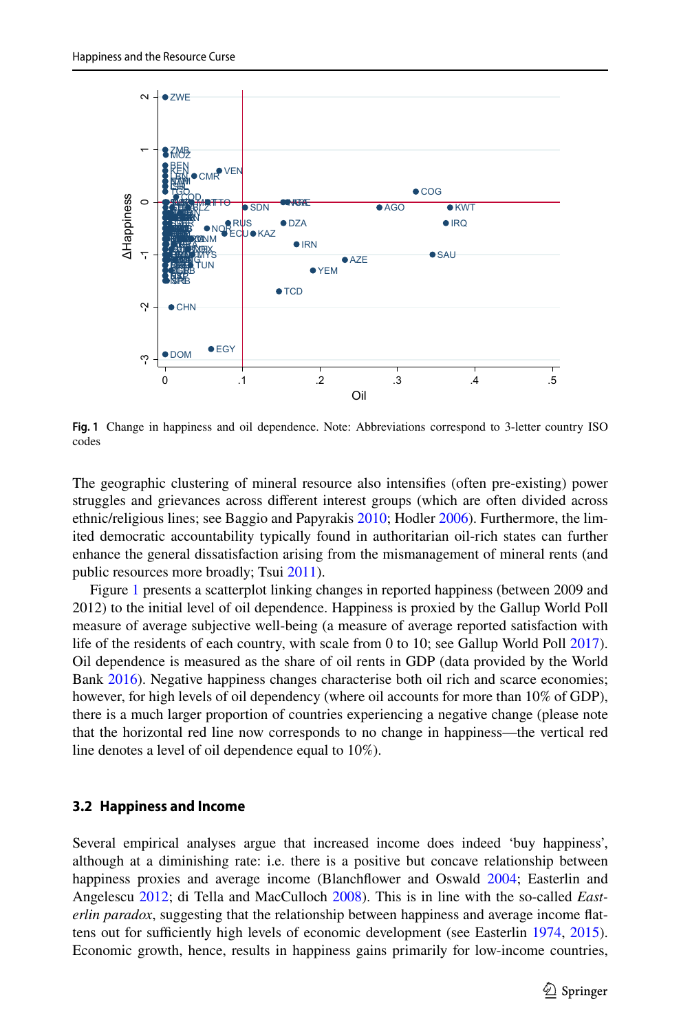**Fig. 1** Change in happiness and oil dependence. Note: Abbreviations correspond to 3-letter country ISO codes

The geographic clustering of mineral resource also intensifies (often pre-existing) power struggles and grievances across different interest groups (which are often divided across ethnic/religious lines; see Baggio and Papyrakis 2010; Hodler 2006). Furthermore, the limited democratic accountability typically found in authoritarian oil-rich states can further enhance the general dissatisfaction arising from the mismanagement of mineral rents (and public resources more broadly; Tsui 2011).

Figure 1 presents a scatterplot linking changes in reported happiness (between 2009 and 2012) to the initial level of oil dependence. Happiness is proxied by the Gallup World Poll measure of average subjective well-being (a measure of average reported satisfaction with life of the residents of each country, with scale from 0 to 10; see Gallup World Poll 2017). Oil dependence is measured as the share of oil rents in GDP (data provided by the World Bank 2016). Negative happiness changes characterise both oil rich and scarce economies; however, for high levels of oil dependency (where oil accounts for more than 10% of GDP), there is a much larger proportion of countries experiencing a negative change (please note that the horizontal red line now corresponds to no change in happiness—the vertical red line denotes a level of oil dependence equal to 10%).

### 3.2 Happiness and Income

Several empirical analyses argue that increased income does indeed 'buy happiness', although at a diminishing rate: i.e. there is a positive but concave relationship between happiness proxies and average income (Blanchflower and Oswald 2004; Easterlin and Angelescu 2012; di Tella and MacCulloch 2008). This is in line with the so-called *Easterlin paradox*, suggesting that the relationship between happiness and average income flattens out for sufficiently high levels of economic development (see Easterlin 1974, 2015). Economic growth, hence, results in happiness gains primarily for low-income countries,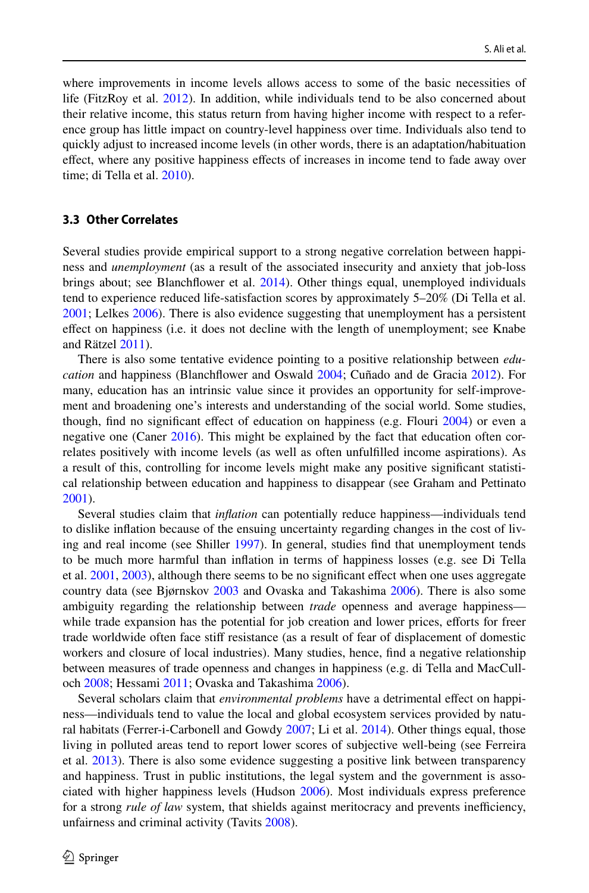where improvements in income levels allows access to some of the basic necessities of life (FitzRoy et al. 2012). In addition, while individuals tend to be also concerned about their relative income, this status return from having higher income with respect to a reference group has little impact on country-level happiness over time. Individuals also tend to quickly adjust to increased income levels (in other words, there is an adaptation/habituation effect, where any positive happiness effects of increases in income tend to fade away over time; di Tella et al. 2010).

### 3.3 Other Correlates

Several studies provide empirical support to a strong negative correlation between happiness and *unemployment* (as a result of the associated insecurity and anxiety that job-loss brings about; see Blanchflower et al. 2014). Other things equal, unemployed individuals tend to experience reduced life-satisfaction scores by approximately 5–20% (Di Tella et al. 2001; Lelkes 2006). There is also evidence suggesting that unemployment has a persistent effect on happiness (i.e. it does not decline with the length of unemployment; see Knabe and Rätzel 2011).

There is also some tentative evidence pointing to a positive relationship between *education* and happiness (Blanchflower and Oswald 2004; Cuñado and de Gracia 2012). For many, education has an intrinsic value since it provides an opportunity for self-improvement and broadening one's interests and understanding of the social world. Some studies, though, find no significant effect of education on happiness (e.g. Flouri 2004) or even a negative one (Caner 2016). This might be explained by the fact that education often correlates positively with income levels (as well as often unfulfilled income aspirations). As a result of this, controlling for income levels might make any positive significant statistical relationship between education and happiness to disappear (see Graham and Pettinato 2001).

Several studies claim that *inflation* can potentially reduce happiness—individuals tend to dislike inflation because of the ensuing uncertainty regarding changes in the cost of living and real income (see Shiller 1997). In general, studies find that unemployment tends to be much more harmful than inflation in terms of happiness losses (e.g. see Di Tella et al. 2001, 2003), although there seems to be no significant effect when one uses aggregate country data (see Bjørnskov 2003 and Ovaska and Takashima 2006). There is also some ambiguity regarding the relationship between *trade* openness and average happiness—while trade expansion has the potential for job creation and lower prices, efforts for freer trade worldwide often face stiff resistance (as a result of fear of displacement of domestic workers and closure of local industries). Many studies, hence, find a negative relationship between measures of trade openness and changes in happiness (e.g. di Tella and MacCulloch 2008; Hessami 2011; Ovaska and Takashima 2006).

Several scholars claim that *environmental problems* have a detrimental effect on happiness—individuals tend to value the local and global ecosystem services provided by natural habitats (Ferrer-i-Carbonell and Gowdy 2007; Li et al. 2014). Other things equal, those living in polluted areas tend to report lower scores of subjective well-being (see Ferreira et al. 2013). There is also some evidence suggesting a positive link between transparency and happiness. Trust in public institutions, the legal system and the government is associated with higher happiness levels (Hudson 2006). Most individuals express preference for a strong *rule of law* system, that shields against meritocracy and prevents inefficiency, unfairness and criminal activity (Tavits 2008).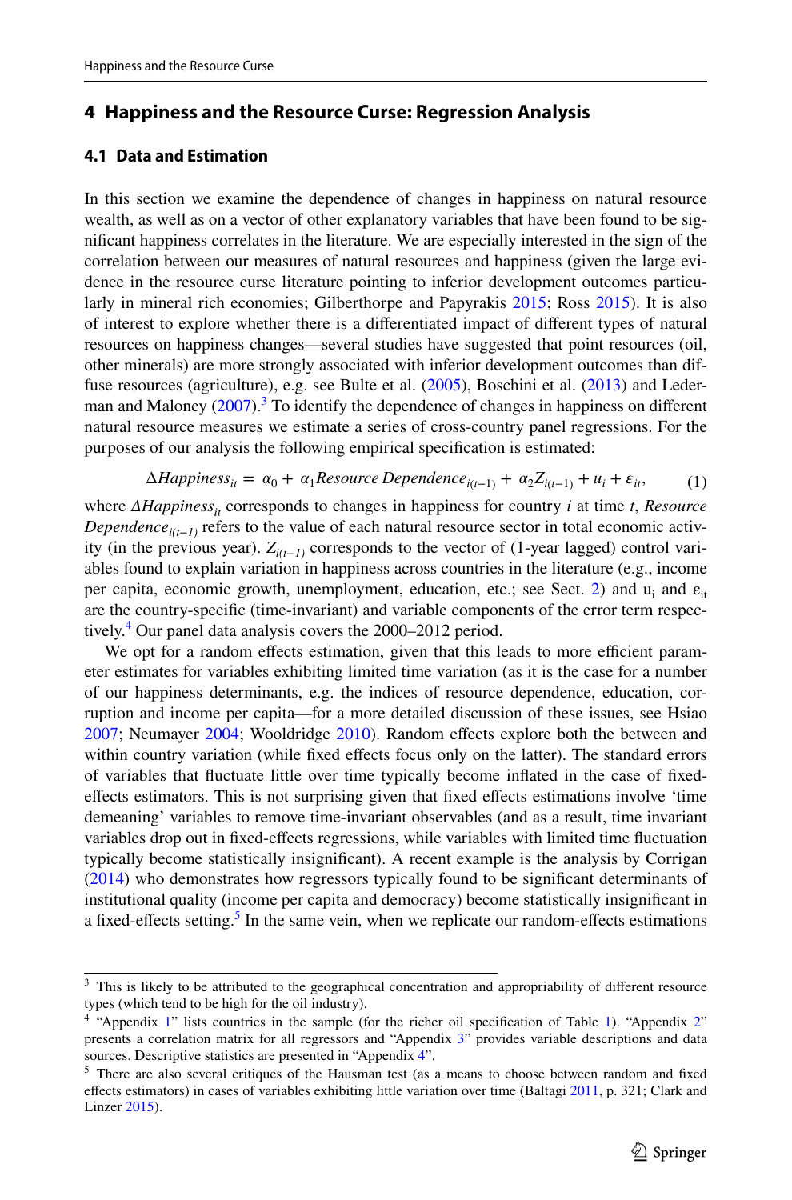## 4 Happiness and the Resource Curse: Regression Analysis

### 4.1 Data and Estimation

In this section we examine the dependence of changes in happiness on natural resource wealth, as well as on a vector of other explanatory variables that have been found to be significant happiness correlates in the literature. We are especially interested in the sign of the correlation between our measures of natural resources and happiness (given the large evidence in the resource curse literature pointing to inferior development outcomes particularly in mineral rich economies; Gilberthorpe and Papyrakis 2015; Ross 2015). It is also of interest to explore whether there is a differentiated impact of different types of natural resources on happiness changes—several studies have suggested that point resources (oil, other minerals) are more strongly associated with inferior development outcomes than diffuse resources (agriculture), e.g. see Bulte et al. (2005), Boschini et al. (2013) and Lederman and Maloney (2007).[3] To identify the dependence of changes in happiness on different natural resource measures we estimate a series of cross-country panel regressions. For the purposes of our analysis the following empirical specification is estimated:

$$\Delta Happiness_{it} = \alpha_0 + \alpha_1 Resource\,Dependence_{i(t-1)} + \alpha_2 Z_{i(t-1)} + u_i + \varepsilon_{it}, \tag{1}$$

where $\Delta Happiness_{it}$ corresponds to changes in happiness for country *i* at time *t*, $Resource\ Dependence_{i(t-1)}$ refers to the value of each natural resource sector in total economic activity (in the previous year). $Z_{i(t-1)}$ corresponds to the vector of (1-year lagged) control variables found to explain variation in happiness across countries in the literature (e.g., income per capita, economic growth, unemployment, education, etc.; see Sect. 2) and $u_i$ and $\varepsilon_{it}$ are the country-specific (time-invariant) and variable components of the error term respectively.[4] Our panel data analysis covers the 2000–2012 period.

We opt for a random effects estimation, given that this leads to more efficient parameter estimates for variables exhibiting limited time variation (as it is the case for a number of our happiness determinants, e.g. the indices of resource dependence, education, corruption and income per capita—for a more detailed discussion of these issues, see Hsiao 2007; Neumayer 2004; Wooldridge 2010). Random effects explore both the between and within country variation (while fixed effects focus only on the latter). The standard errors of variables that fluctuate little over time typically become inflated in the case of fixed-effects estimators. This is not surprising given that fixed effects estimations involve 'time demeaning' variables to remove time-invariant observables (and as a result, time invariant variables drop out in fixed-effects regressions, while variables with limited time fluctuation typically become statistically insignificant). A recent example is the analysis by Corrigan (2014) who demonstrates how regressors typically found to be significant determinants of institutional quality (income per capita and democracy) become statistically insignificant in a fixed-effects setting.[5] In the same vein, when we replicate our random-effects estimations

---

[3] This is likely to be attributed to the geographical concentration and appropriability of different resource types (which tend to be high for the oil industry).

[4] "Appendix 1" lists countries in the sample (for the richer oil specification of Table 1). "Appendix 2" presents a correlation matrix for all regressors and "Appendix 3" provides variable descriptions and data sources. Descriptive statistics are presented in "Appendix 4".

[5] There are also several critiques of the Hausman test (as a means to choose between random and fixed effects estimators) in cases of variables exhibiting little variation over time (Baltagi 2011, p. 321; Clark and Linzer 2015).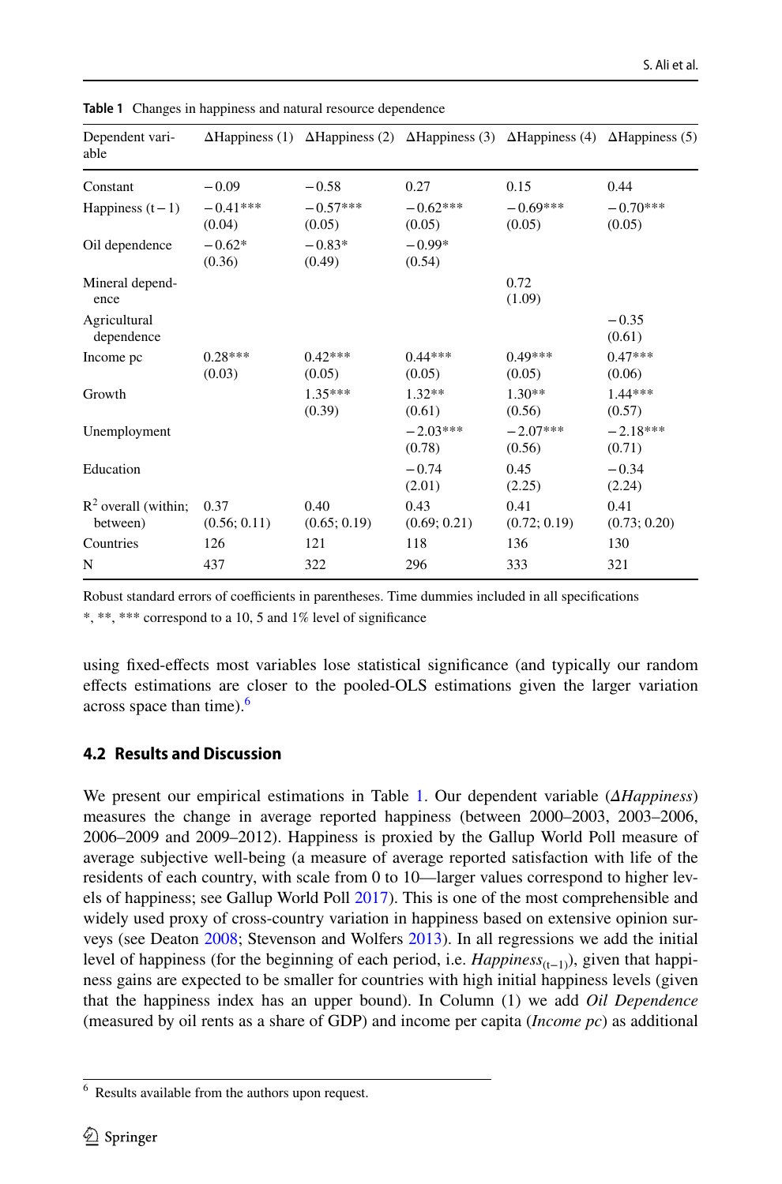**Table 1** Changes in happiness and natural resource dependence

| Dependent variable | ΔHappiness (1) | ΔHappiness (2) | ΔHappiness (3) | ΔHappiness (4) | ΔHappiness (5) |
|---|---|---|---|---|---|
| Constant | −0.09 | −0.58 | 0.27 | 0.15 | 0.44 |
| Happiness (t−1) | −0.41*** (0.04) | −0.57*** (0.05) | −0.62*** (0.05) | −0.69*** (0.05) | −0.70*** (0.05) |
| Oil dependence | −0.62* (0.36) | −0.83* (0.49) | −0.99* (0.54) | | |
| Mineral dependence | | | | 0.72 (1.09) | |
| Agricultural dependence | | | | | −0.35 (0.61) |
| Income pc | 0.28*** (0.03) | 0.42*** (0.05) | 0.44*** (0.05) | 0.49*** (0.05) | 0.47*** (0.06) |
| Growth | | 1.35*** (0.39) | 1.32** (0.61) | 1.30** (0.56) | 1.44*** (0.57) |
| Unemployment | | | −2.03*** (0.78) | −2.07*** (0.56) | −2.18*** (0.71) |
| Education | | | −0.74 (2.01) | 0.45 (2.25) | −0.34 (2.24) |
| $R^2$ overall (within; between) | 0.37 (0.56; 0.11) | 0.40 (0.65; 0.19) | 0.43 (0.69; 0.21) | 0.41 (0.72; 0.19) | 0.41 (0.73; 0.20) |
| Countries | 126 | 121 | 118 | 136 | 130 |
| N | 437 | 322 | 296 | 333 | 321 |

Robust standard errors of coefficients in parentheses. Time dummies included in all specifications

*, **, *** correspond to a 10, 5 and 1% level of significance

using fixed-effects most variables lose statistical significance (and typically our random effects estimations are closer to the pooled-OLS estimations given the larger variation across space than time).[6]

### 4.2 Results and Discussion

We present our empirical estimations in Table 1. Our dependent variable (*ΔHappiness*) measures the change in average reported happiness (between 2000–2003, 2003–2006, 2006–2009 and 2009–2012). Happiness is proxied by the Gallup World Poll measure of average subjective well-being (a measure of average reported satisfaction with life of the residents of each country, with scale from 0 to 10—larger values correspond to higher levels of happiness; see Gallup World Poll 2017). This is one of the most comprehensive and widely used proxy of cross-country variation in happiness based on extensive opinion surveys (see Deaton 2008; Stevenson and Wolfers 2013). In all regressions we add the initial level of happiness (for the beginning of each period, i.e. $Happiness_{(t-1)}$), given that happiness gains are expected to be smaller for countries with high initial happiness levels (given that the happiness index has an upper bound). In Column (1) we add *Oil Dependence* (measured by oil rents as a share of GDP) and income per capita (*Income pc*) as additional

[6] Results available from the authors upon request.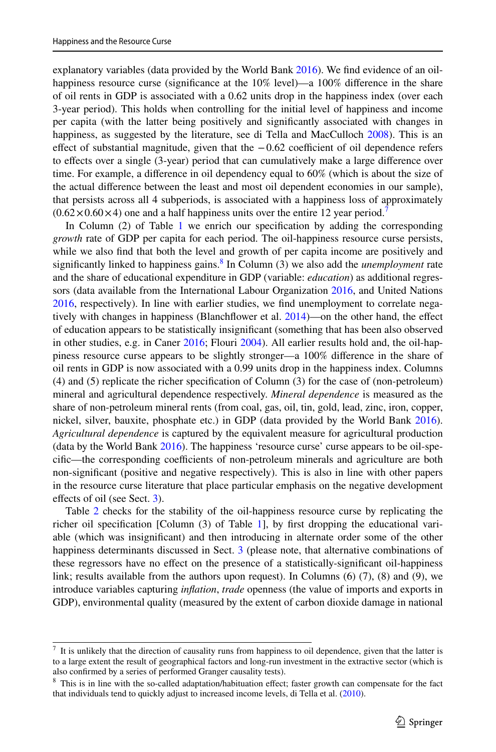explanatory variables (data provided by the World Bank 2016). We find evidence of an oil-happiness resource curse (significance at the 10% level)—a 100% difference in the share of oil rents in GDP is associated with a 0.62 units drop in the happiness index (over each 3-year period). This holds when controlling for the initial level of happiness and income per capita (with the latter being positively and significantly associated with changes in happiness, as suggested by the literature, see di Tella and MacCulloch 2008). This is an effect of substantial magnitude, given that the $-0.62$ coefficient of oil dependence refers to effects over a single (3-year) period that can cumulatively make a large difference over time. For example, a difference in oil dependency equal to 60% (which is about the size of the actual difference between the least and most oil dependent economies in our sample), that persists across all 4 subperiods, is associated with a happiness loss of approximately ($0.62 \times 0.60 \times 4$) one and a half happiness units over the entire 12 year period.[7]

In Column (2) of Table 1 we enrich our specification by adding the corresponding *growth* rate of GDP per capita for each period. The oil-happiness resource curse persists, while we also find that both the level and growth of per capita income are positively and significantly linked to happiness gains.[8] In Column (3) we also add the *unemployment* rate and the share of educational expenditure in GDP (variable: *education*) as additional regressors (data available from the International Labour Organization 2016, and United Nations 2016, respectively). In line with earlier studies, we find unemployment to correlate negatively with changes in happiness (Blanchflower et al. 2014)—on the other hand, the effect of education appears to be statistically insignificant (something that has been also observed in other studies, e.g. in Caner 2016; Flouri 2004). All earlier results hold and, the oil-happiness resource curse appears to be slightly stronger—a 100% difference in the share of oil rents in GDP is now associated with a 0.99 units drop in the happiness index. Columns (4) and (5) replicate the richer specification of Column (3) for the case of (non-petroleum) mineral and agricultural dependence respectively. *Mineral dependence* is measured as the share of non-petroleum mineral rents (from coal, gas, oil, tin, gold, lead, zinc, iron, copper, nickel, silver, bauxite, phosphate etc.) in GDP (data provided by the World Bank 2016). *Agricultural dependence* is captured by the equivalent measure for agricultural production (data by the World Bank 2016). The happiness 'resource curse' curse appears to be oil-specific—the corresponding coefficients of non-petroleum minerals and agriculture are both non-significant (positive and negative respectively). This is also in line with other papers in the resource curse literature that place particular emphasis on the negative development effects of oil (see Sect. 3).

Table 2 checks for the stability of the oil-happiness resource curse by replicating the richer oil specification [Column (3) of Table 1], by first dropping the educational variable (which was insignificant) and then introducing in alternate order some of the other happiness determinants discussed in Sect. 3 (please note, that alternative combinations of these regressors have no effect on the presence of a statistically-significant oil-happiness link; results available from the authors upon request). In Columns (6) (7), (8) and (9), we introduce variables capturing *inflation*, *trade* openness (the value of imports and exports in GDP), environmental quality (measured by the extent of carbon dioxide damage in national

---

[7] It is unlikely that the direction of causality runs from happiness to oil dependence, given that the latter is to a large extent the result of geographical factors and long-run investment in the extractive sector (which is also confirmed by a series of performed Granger causality tests).

[8] This is in line with the so-called adaptation/habituation effect; faster growth can compensate for the fact that individuals tend to quickly adjust to increased income levels, di Tella et al. (2010).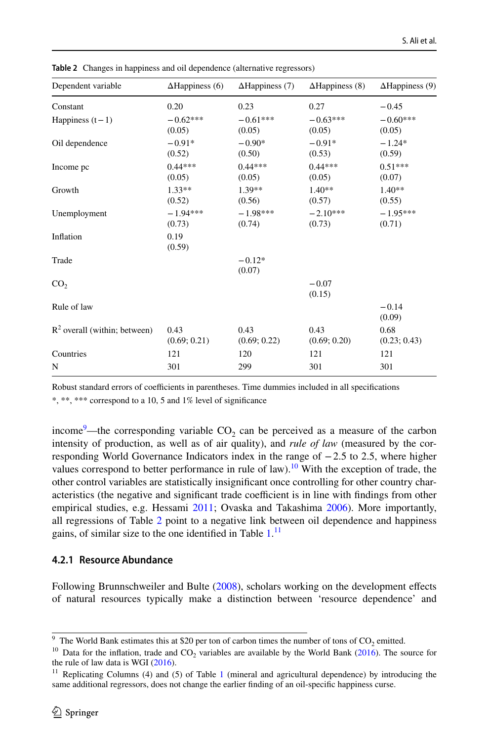**Table 2** Changes in happiness and oil dependence (alternative regressors)

| Dependent variable | ΔHappiness (6) | ΔHappiness (7) | ΔHappiness (8) | ΔHappiness (9) |
|---|---|---|---|---|
| Constant | 0.20 | 0.23 | 0.27 | −0.45 |
| Happiness (t−1) | −0.62***<br>(0.05) | −0.61***<br>(0.05) | −0.63***<br>(0.05) | −0.60***<br>(0.05) |
| Oil dependence | −0.91*<br>(0.52) | −0.90*<br>(0.50) | −0.91*<br>(0.53) | −1.24*<br>(0.59) |
| Income pc | 0.44***<br>(0.05) | 0.44***<br>(0.05) | 0.44***<br>(0.05) | 0.51***<br>(0.07) |
| Growth | 1.33**<br>(0.52) | 1.39**<br>(0.56) | 1.40**<br>(0.57) | 1.40**<br>(0.55) |
| Unemployment | −1.94***<br>(0.73) | −1.98***<br>(0.74) | −2.10***<br>(0.73) | −1.95***<br>(0.71) |
| Inflation | 0.19<br>(0.59) | | | |
| Trade | | −0.12*<br>(0.07) | | |
| $CO_2$ | | | −0.07<br>(0.15) | |
| Rule of law | | | | −0.14<br>(0.09) |
| $R^2$ overall (within; between) | 0.43<br>(0.69; 0.21) | 0.43<br>(0.69; 0.22) | 0.43<br>(0.69; 0.20) | 0.68<br>(0.23; 0.43) |
| Countries | 121 | 120 | 121 | 121 |
| N | 301 | 299 | 301 | 301 |

Robust standard errors of coefficients in parentheses. Time dummies included in all specifications

*, **, *** correspond to a 10, 5 and 1% level of significance

income[9]—the corresponding variable $CO_2$ can be perceived as a measure of the carbon intensity of production, as well as of air quality), and *rule of law* (measured by the corresponding World Governance Indicators index in the range of −2.5 to 2.5, where higher values correspond to better performance in rule of law).[10] With the exception of trade, the other control variables are statistically insignificant once controlling for other country characteristics (the negative and significant trade coefficient is in line with findings from other empirical studies, e.g. Hessami 2011; Ovaska and Takashima 2006). More importantly, all regressions of Table 2 point to a negative link between oil dependence and happiness gains, of similar size to the one identified in Table 1.[11]

### 4.2.1 Resource Abundance

Following Brunnschweiler and Bulte (2008), scholars working on the development effects of natural resources typically make a distinction between 'resource dependence' and

---

[9] The World Bank estimates this at $20 per ton of carbon times the number of tons of $CO_2$ emitted.

[10] Data for the inflation, trade and $CO_2$ variables are available by the World Bank (2016). The source for the rule of law data is WGI (2016).

[11] Replicating Columns (4) and (5) of Table 1 (mineral and agricultural dependence) by introducing the same additional regressors, does not change the earlier finding of an oil-specific happiness curse.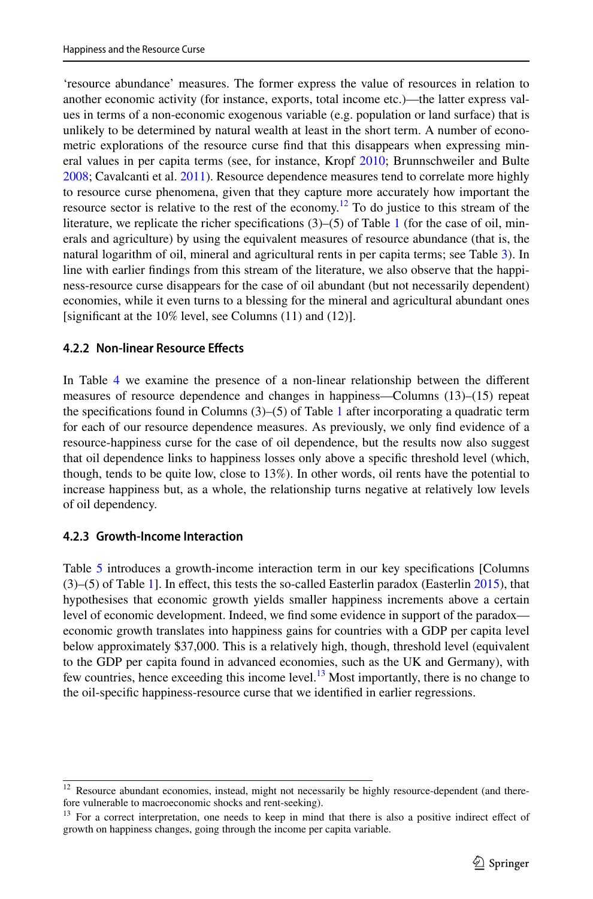'resource abundance' measures. The former express the value of resources in relation to another economic activity (for instance, exports, total income etc.)—the latter express values in terms of a non-economic exogenous variable (e.g. population or land surface) that is unlikely to be determined by natural wealth at least in the short term. A number of econometric explorations of the resource curse find that this disappears when expressing mineral values in per capita terms (see, for instance, Kropf 2010; Brunnschweiler and Bulte 2008; Cavalcanti et al. 2011). Resource dependence measures tend to correlate more highly to resource curse phenomena, given that they capture more accurately how important the resource sector is relative to the rest of the economy.[12] To do justice to this stream of the literature, we replicate the richer specifications (3)–(5) of Table 1 (for the case of oil, minerals and agriculture) by using the equivalent measures of resource abundance (that is, the natural logarithm of oil, mineral and agricultural rents in per capita terms; see Table 3). In line with earlier findings from this stream of the literature, we also observe that the happiness-resource curse disappears for the case of oil abundant (but not necessarily dependent) economies, while it even turns to a blessing for the mineral and agricultural abundant ones [significant at the 10% level, see Columns (11) and (12)].

#### 4.2.2 Non-linear Resource Effects

In Table 4 we examine the presence of a non-linear relationship between the different measures of resource dependence and changes in happiness—Columns (13)–(15) repeat the specifications found in Columns (3)–(5) of Table 1 after incorporating a quadratic term for each of our resource dependence measures. As previously, we only find evidence of a resource-happiness curse for the case of oil dependence, but the results now also suggest that oil dependence links to happiness losses only above a specific threshold level (which, though, tends to be quite low, close to 13%). In other words, oil rents have the potential to increase happiness but, as a whole, the relationship turns negative at relatively low levels of oil dependency.

#### 4.2.3 Growth-Income Interaction

Table 5 introduces a growth-income interaction term in our key specifications [Columns (3)–(5) of Table 1]. In effect, this tests the so-called Easterlin paradox (Easterlin 2015), that hypothesises that economic growth yields smaller happiness increments above a certain level of economic development. Indeed, we find some evidence in support of the paradox—economic growth translates into happiness gains for countries with a GDP per capita level below approximately $37,000. This is a relatively high, though, threshold level (equivalent to the GDP per capita found in advanced economies, such as the UK and Germany), with few countries, hence exceeding this income level.[13] Most importantly, there is no change to the oil-specific happiness-resource curse that we identified in earlier regressions.

---

[12] Resource abundant economies, instead, might not necessarily be highly resource-dependent (and therefore vulnerable to macroeconomic shocks and rent-seeking).

[13] For a correct interpretation, one needs to keep in mind that there is also a positive indirect effect of growth on happiness changes, going through the income per capita variable.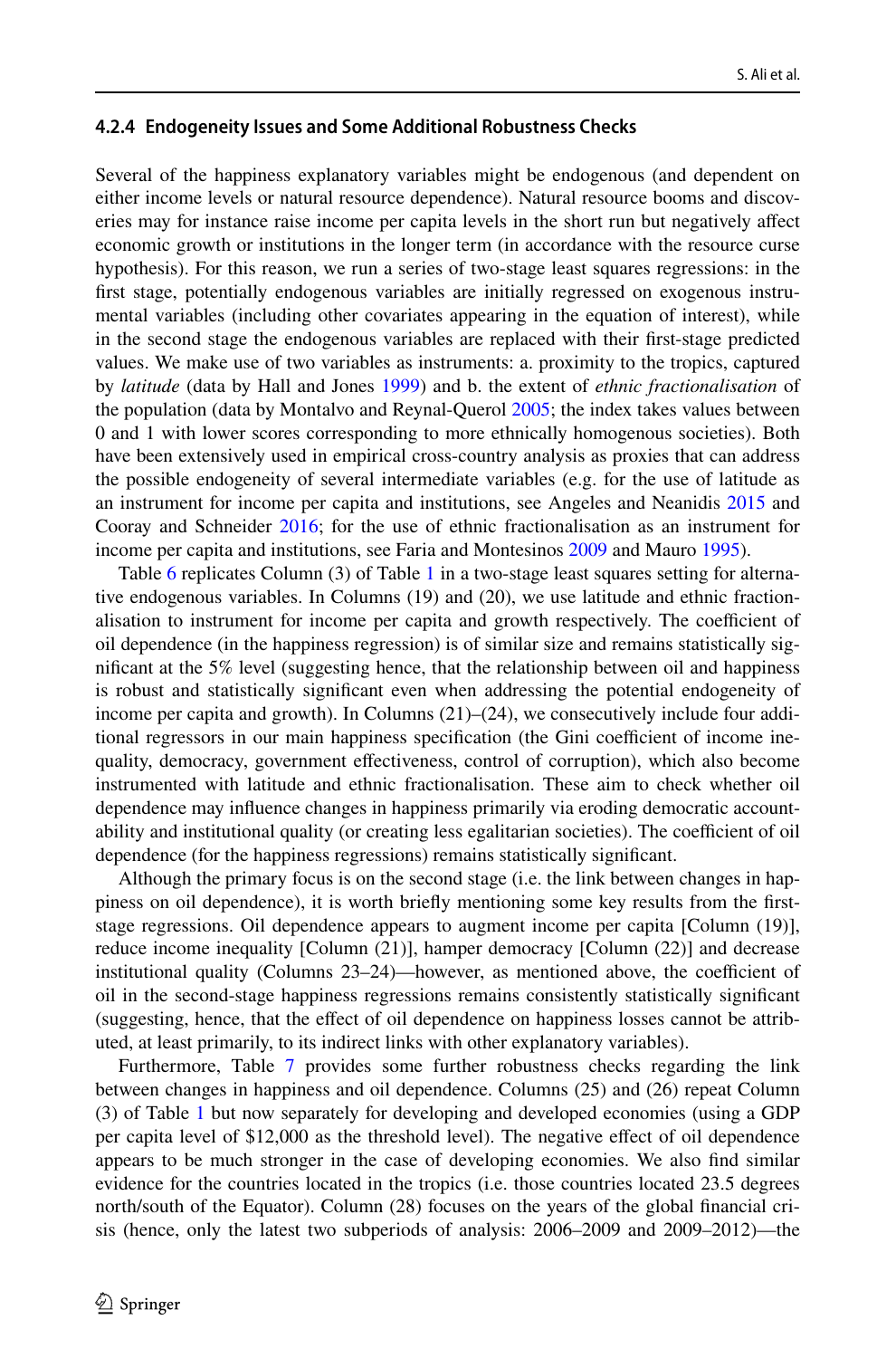#### 4.2.4 Endogeneity Issues and Some Additional Robustness Checks

Several of the happiness explanatory variables might be endogenous (and dependent on either income levels or natural resource dependence). Natural resource booms and discoveries may for instance raise income per capita levels in the short run but negatively affect economic growth or institutions in the longer term (in accordance with the resource curse hypothesis). For this reason, we run a series of two-stage least squares regressions: in the first stage, potentially endogenous variables are initially regressed on exogenous instrumental variables (including other covariates appearing in the equation of interest), while in the second stage the endogenous variables are replaced with their first-stage predicted values. We make use of two variables as instruments: a. proximity to the tropics, captured by *latitude* (data by Hall and Jones 1999) and b. the extent of *ethnic fractionalisation* of the population (data by Montalvo and Reynal-Querol 2005; the index takes values between 0 and 1 with lower scores corresponding to more ethnically homogenous societies). Both have been extensively used in empirical cross-country analysis as proxies that can address the possible endogeneity of several intermediate variables (e.g. for the use of latitude as an instrument for income per capita and institutions, see Angeles and Neanidis 2015 and Cooray and Schneider 2016; for the use of ethnic fractionalisation as an instrument for income per capita and institutions, see Faria and Montesinos 2009 and Mauro 1995).

Table 6 replicates Column (3) of Table 1 in a two-stage least squares setting for alternative endogenous variables. In Columns (19) and (20), we use latitude and ethnic fractionalisation to instrument for income per capita and growth respectively. The coefficient of oil dependence (in the happiness regression) is of similar size and remains statistically significant at the 5% level (suggesting hence, that the relationship between oil and happiness is robust and statistically significant even when addressing the potential endogeneity of income per capita and growth). In Columns (21)–(24), we consecutively include four additional regressors in our main happiness specification (the Gini coefficient of income inequality, democracy, government effectiveness, control of corruption), which also become instrumented with latitude and ethnic fractionalisation. These aim to check whether oil dependence may influence changes in happiness primarily via eroding democratic accountability and institutional quality (or creating less egalitarian societies). The coefficient of oil dependence (for the happiness regressions) remains statistically significant.

Although the primary focus is on the second stage (i.e. the link between changes in happiness on oil dependence), it is worth briefly mentioning some key results from the first-stage regressions. Oil dependence appears to augment income per capita [Column (19)], reduce income inequality [Column (21)], hamper democracy [Column (22)] and decrease institutional quality (Columns 23–24)—however, as mentioned above, the coefficient of oil in the second-stage happiness regressions remains consistently statistically significant (suggesting, hence, that the effect of oil dependence on happiness losses cannot be attributed, at least primarily, to its indirect links with other explanatory variables).

Furthermore, Table 7 provides some further robustness checks regarding the link between changes in happiness and oil dependence. Columns (25) and (26) repeat Column (3) of Table 1 but now separately for developing and developed economies (using a GDP per capita level of $12,000 as the threshold level). The negative effect of oil dependence appears to be much stronger in the case of developing economies. We also find similar evidence for the countries located in the tropics (i.e. those countries located 23.5 degrees north/south of the Equator). Column (28) focuses on the years of the global financial crisis (hence, only the latest two subperiods of analysis: 2006–2009 and 2009–2012)—the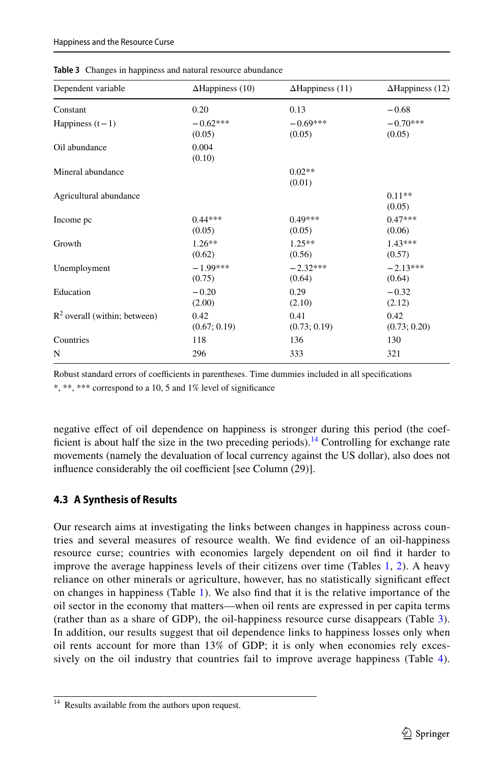**Table 3** Changes in happiness and natural resource abundance

| Dependent variable | ΔHappiness (10) | ΔHappiness (11) | ΔHappiness (12) |
|---|---|---|---|
| Constant | 0.20 | 0.13 | −0.68 |
| Happiness (t−1) | −0.62***<br>(0.05) | −0.69***<br>(0.05) | −0.70***<br>(0.05) |
| Oil abundance | 0.004<br>(0.10) | | |
| Mineral abundance | | 0.02**<br>(0.01) | |
| Agricultural abundance | | | 0.11**<br>(0.05) |
| Income pc | 0.44***<br>(0.05) | 0.49***<br>(0.05) | 0.47***<br>(0.06) |
| Growth | 1.26**<br>(0.62) | 1.25**<br>(0.56) | 1.43***<br>(0.57) |
| Unemployment | −1.99***<br>(0.75) | −2.32***<br>(0.64) | −2.13***<br>(0.64) |
| Education | −0.20<br>(2.00) | 0.29<br>(2.10) | −0.32<br>(2.12) |
| $R^2$ overall (within; between) | 0.42<br>(0.67; 0.19) | 0.41<br>(0.73; 0.19) | 0.42<br>(0.73; 0.20) |
| Countries | 118 | 136 | 130 |
| N | 296 | 333 | 321 |

Robust standard errors of coefficients in parentheses. Time dummies included in all specifications

*, **, *** correspond to a 10, 5 and 1% level of significance

negative effect of oil dependence on happiness is stronger during this period (the coefficient is about half the size in the two preceding periods).[14] Controlling for exchange rate movements (namely the devaluation of local currency against the US dollar), also does not influence considerably the oil coefficient [see Column (29)].

### 4.3 A Synthesis of Results

Our research aims at investigating the links between changes in happiness across countries and several measures of resource wealth. We find evidence of an oil-happiness resource curse; countries with economies largely dependent on oil find it harder to improve the average happiness levels of their citizens over time (Tables 1, 2). A heavy reliance on other minerals or agriculture, however, has no statistically significant effect on changes in happiness (Table 1). We also find that it is the relative importance of the oil sector in the economy that matters—when oil rents are expressed in per capita terms (rather than as a share of GDP), the oil-happiness resource curse disappears (Table 3). In addition, our results suggest that oil dependence links to happiness losses only when oil rents account for more than 13% of GDP; it is only when economies rely excessively on the oil industry that countries fail to improve average happiness (Table 4).

[14] Results available from the authors upon request.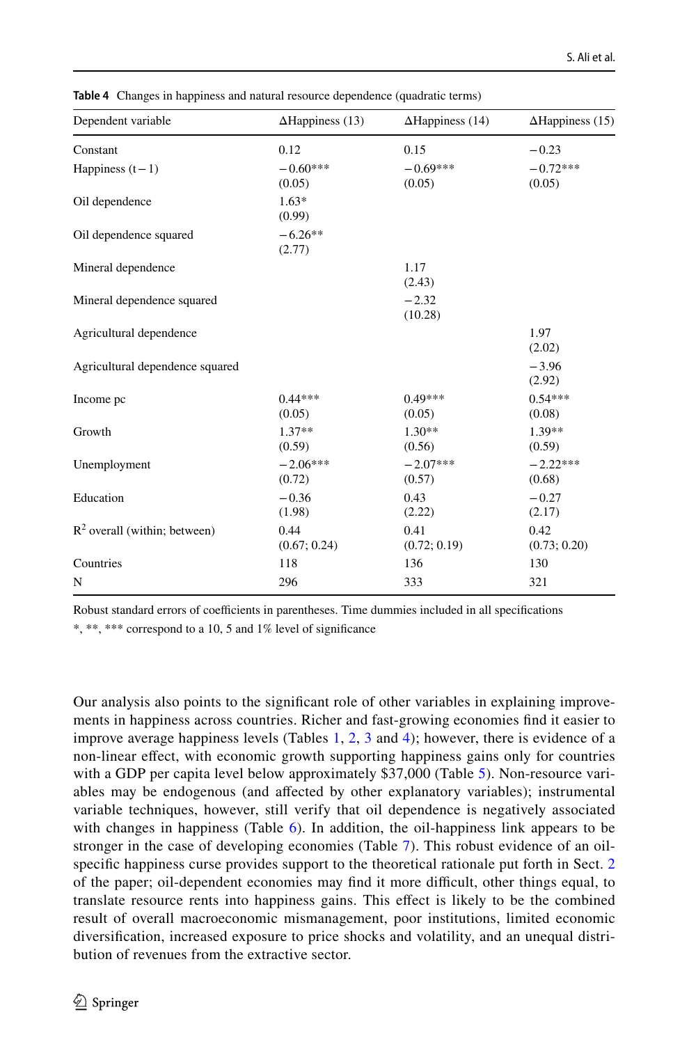**Table 4** Changes in happiness and natural resource dependence (quadratic terms)

| Dependent variable | ΔHappiness (13) | ΔHappiness (14) | ΔHappiness (15) |
|---|---|---|---|
| Constant | 0.12 | 0.15 | −0.23 |
| Happiness (t−1) | −0.60*** (0.05) | −0.69*** (0.05) | −0.72*** (0.05) |
| Oil dependence | 1.63* (0.99) | | |
| Oil dependence squared | −6.26** (2.77) | | |
| Mineral dependence | | 1.17 (2.43) | |
| Mineral dependence squared | | −2.32 (10.28) | |
| Agricultural dependence | | | 1.97 (2.02) |
| Agricultural dependence squared | | | −3.96 (2.92) |
| Income pc | 0.44*** (0.05) | 0.49*** (0.05) | 0.54*** (0.08) |
| Growth | 1.37** (0.59) | 1.30** (0.56) | 1.39** (0.59) |
| Unemployment | −2.06*** (0.72) | −2.07*** (0.57) | −2.22*** (0.68) |
| Education | −0.36 (1.98) | 0.43 (2.22) | −0.27 (2.17) |
| $R^2$ overall (within; between) | 0.44 (0.67; 0.24) | 0.41 (0.72; 0.19) | 0.42 (0.73; 0.20) |
| Countries | 118 | 136 | 130 |
| N | 296 | 333 | 321 |

Robust standard errors of coefficients in parentheses. Time dummies included in all specifications

*, **, *** correspond to a 10, 5 and 1% level of significance

Our analysis also points to the significant role of other variables in explaining improvements in happiness across countries. Richer and fast-growing economies find it easier to improve average happiness levels (Tables 1, 2, 3 and 4); however, there is evidence of a non-linear effect, with economic growth supporting happiness gains only for countries with a GDP per capita level below approximately $37,000 (Table 5). Non-resource variables may be endogenous (and affected by other explanatory variables); instrumental variable techniques, however, still verify that oil dependence is negatively associated with changes in happiness (Table 6). In addition, the oil-happiness link appears to be stronger in the case of developing economies (Table 7). This robust evidence of an oil-specific happiness curse provides support to the theoretical rationale put forth in Sect. 2 of the paper; oil-dependent economies may find it more difficult, other things equal, to translate resource rents into happiness gains. This effect is likely to be the combined result of overall macroeconomic mismanagement, poor institutions, limited economic diversification, increased exposure to price shocks and volatility, and an unequal distribution of revenues from the extractive sector.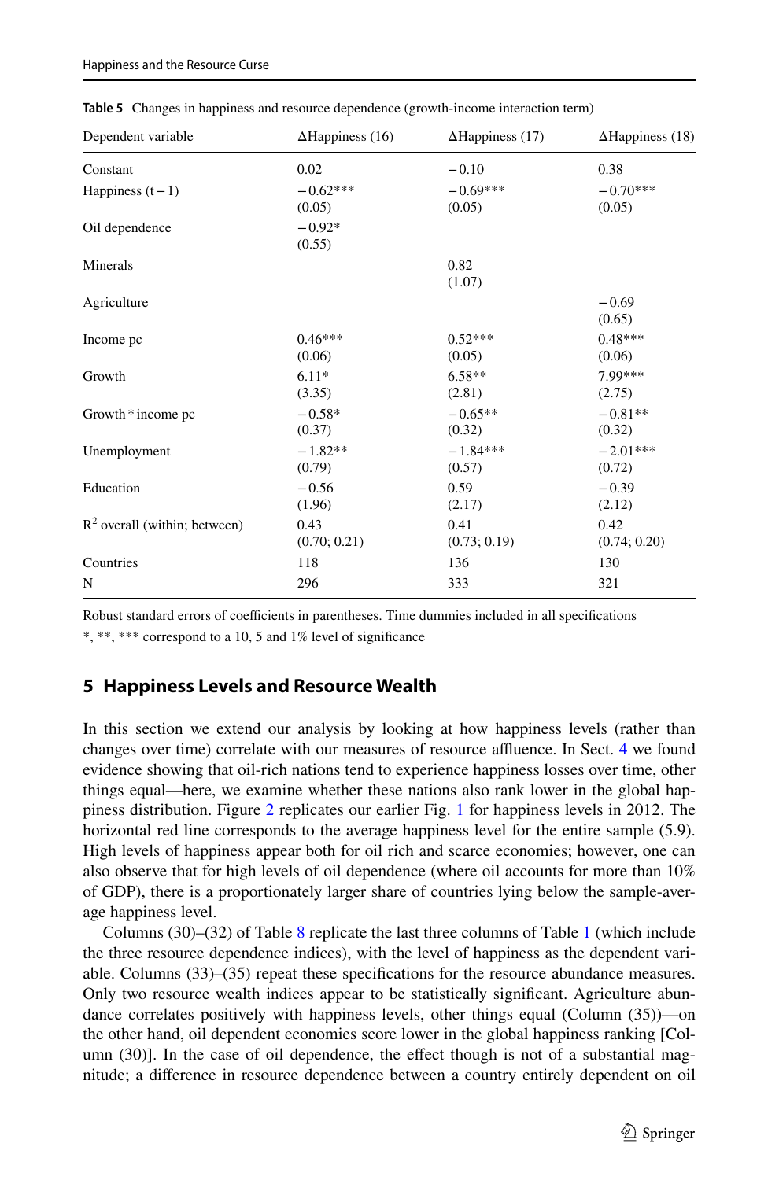**Table 5** Changes in happiness and resource dependence (growth-income interaction term)

| Dependent variable | ΔHappiness (16) | ΔHappiness (17) | ΔHappiness (18) |
|---|---|---|---|
| Constant | 0.02 | −0.10 | 0.38 |
| Happiness (t−1) | −0.62*** (0.05) | −0.69*** (0.05) | −0.70*** (0.05) |
| Oil dependence | −0.92* (0.55) | | |
| Minerals | | 0.82 (1.07) | |
| Agriculture | | | −0.69 (0.65) |
| Income pc | 0.46*** (0.06) | 0.52*** (0.05) | 0.48*** (0.06) |
| Growth | 6.11* (3.35) | 6.58** (2.81) | 7.99*** (2.75) |
| Growth * income pc | −0.58* (0.37) | −0.65** (0.32) | −0.81** (0.32) |
| Unemployment | −1.82** (0.79) | −1.84*** (0.57) | −2.01*** (0.72) |
| Education | −0.56 (1.96) | 0.59 (2.17) | −0.39 (2.12) |
| $R^2$ overall (within; between) | 0.43 (0.70; 0.21) | 0.41 (0.73; 0.19) | 0.42 (0.74; 0.20) |
| Countries | 118 | 136 | 130 |
| N | 296 | 333 | 321 |

Robust standard errors of coefficients in parentheses. Time dummies included in all specifications

*, **, *** correspond to a 10, 5 and 1% level of significance

## 5 Happiness Levels and Resource Wealth

In this section we extend our analysis by looking at how happiness levels (rather than changes over time) correlate with our measures of resource affluence. In Sect. 4 we found evidence showing that oil-rich nations tend to experience happiness losses over time, other things equal—here, we examine whether these nations also rank lower in the global happiness distribution. Figure 2 replicates our earlier Fig. 1 for happiness levels in 2012. The horizontal red line corresponds to the average happiness level for the entire sample (5.9). High levels of happiness appear both for oil rich and scarce economies; however, one can also observe that for high levels of oil dependence (where oil accounts for more than 10% of GDP), there is a proportionately larger share of countries lying below the sample-average happiness level.

Columns (30)–(32) of Table 8 replicate the last three columns of Table 1 (which include the three resource dependence indices), with the level of happiness as the dependent variable. Columns (33)–(35) repeat these specifications for the resource abundance measures. Only two resource wealth indices appear to be statistically significant. Agriculture abundance correlates positively with happiness levels, other things equal (Column (35))—on the other hand, oil dependent economies score lower in the global happiness ranking [Column (30)]. In the case of oil dependence, the effect though is not of a substantial magnitude; a difference in resource dependence between a country entirely dependent on oil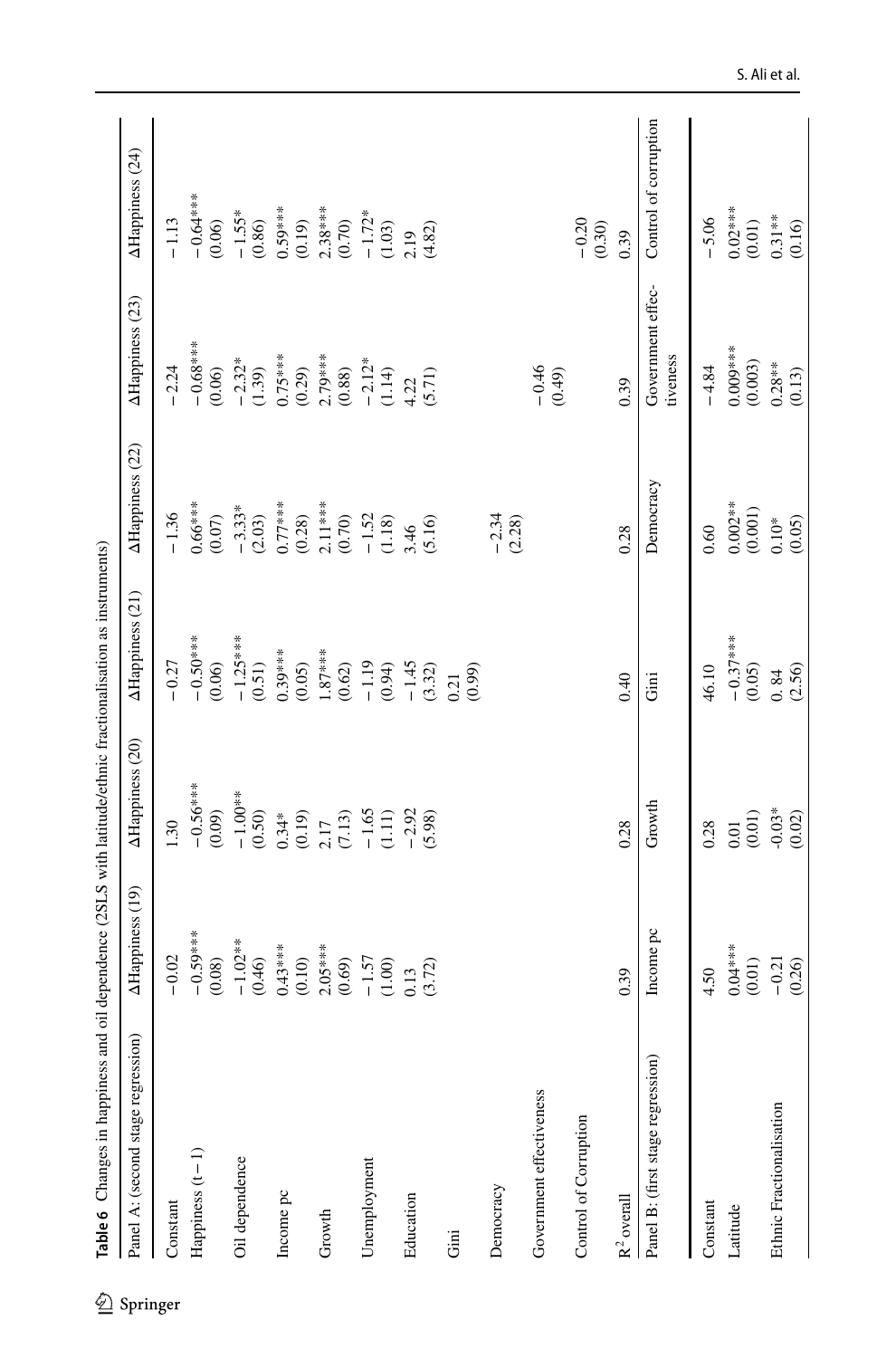**Table 6** Changes in happiness and oil dependence (2SLS with latitude/ethnic fractionalisation as instruments)

| Panel A: (second stage regression) | ΔHappiness (19) | ΔHappiness (20) | ΔHappiness (21) | ΔHappiness (22) | ΔHappiness (23) | ΔHappiness (24) |
|---|---|---|---|---|---|---|
| Constant | −0.02 | 1.30 | −0.27 | −1.36 | −2.24 | −1.13 |
| Happiness (t − 1) | −0.59*** | −0.56*** | −0.50*** | 0.66*** | −0.68*** | −0.64*** |
| | (0.08) | (0.09) | (0.06) | (0.07) | (0.06) | (0.06) |
| Oil dependence | −1.02** | −1.00** | −1.25*** | −3.33* | −2.32* | −1.55* |
| | (0.46) | (0.50) | (0.51) | (2.03) | (1.39) | (0.86) |
| Income pc | 0.43*** | 0.34* | 0.39*** | 0.77*** | 0.75*** | 0.59*** |
| | (0.10) | (0.19) | (0.05) | (0.28) | (0.29) | (0.19) |
| Growth | 2.05*** | 2.17 | 1.87*** | 2.11*** | 2.79*** | 2.38*** |
| | (0.69) | (7.13) | (0.62) | (0.70) | (0.88) | (0.70) |
| Unemployment | −1.57 | −1.65 | −1.19 | −1.52 | −2.12* | −1.72* |
| | (1.00) | (1.11) | (0.94) | (1.18) | (1.14) | (1.03) |
| Education | 0.13 | −2.92 | −1.45 | 3.46 | 4.22 | 2.19 |
| | (3.72) | (5.98) | (3.32) | (5.16) | (5.71) | (4.82) |
| Gini | | | 0.21 | | | |
| | | | (0.99) | | | |
| Democracy | | | | −2.34 | | |
| | | | | (2.28) | | |
| Government effectiveness | | | | | −0.46 | |
| | | | | | (0.49) | |
| Control of Corruption | | | | | | −0.20 |
| | | | | | | (0.30) |
| $R^2$ overall | 0.39 | 0.28 | 0.40 | 0.28 | 0.39 | 0.39 |
| Panel B: (first stage regression) | Income pc | Growth | Gini | Democracy | Government effectiveness | Control of corruption |
| Constant | 4.50 | 0.28 | 46.10 | 0.60 | −4.84 | −5.06 |
| Latitude | 0.04*** | 0.01 | −0.37*** | 0.002** | 0.009*** | 0.02*** |
| | (0.01) | (0.01) | (0.05) | (0.001) | (0.003) | (0.01) |
| Ethnic Fractionalisation | −0.21 | -0.03* | 0. 84 | 0.10* | 0.28** | 0.31** |
| | (0.26) | (0.02) | (2.56) | (0.05) | (0.13) | (0.16) |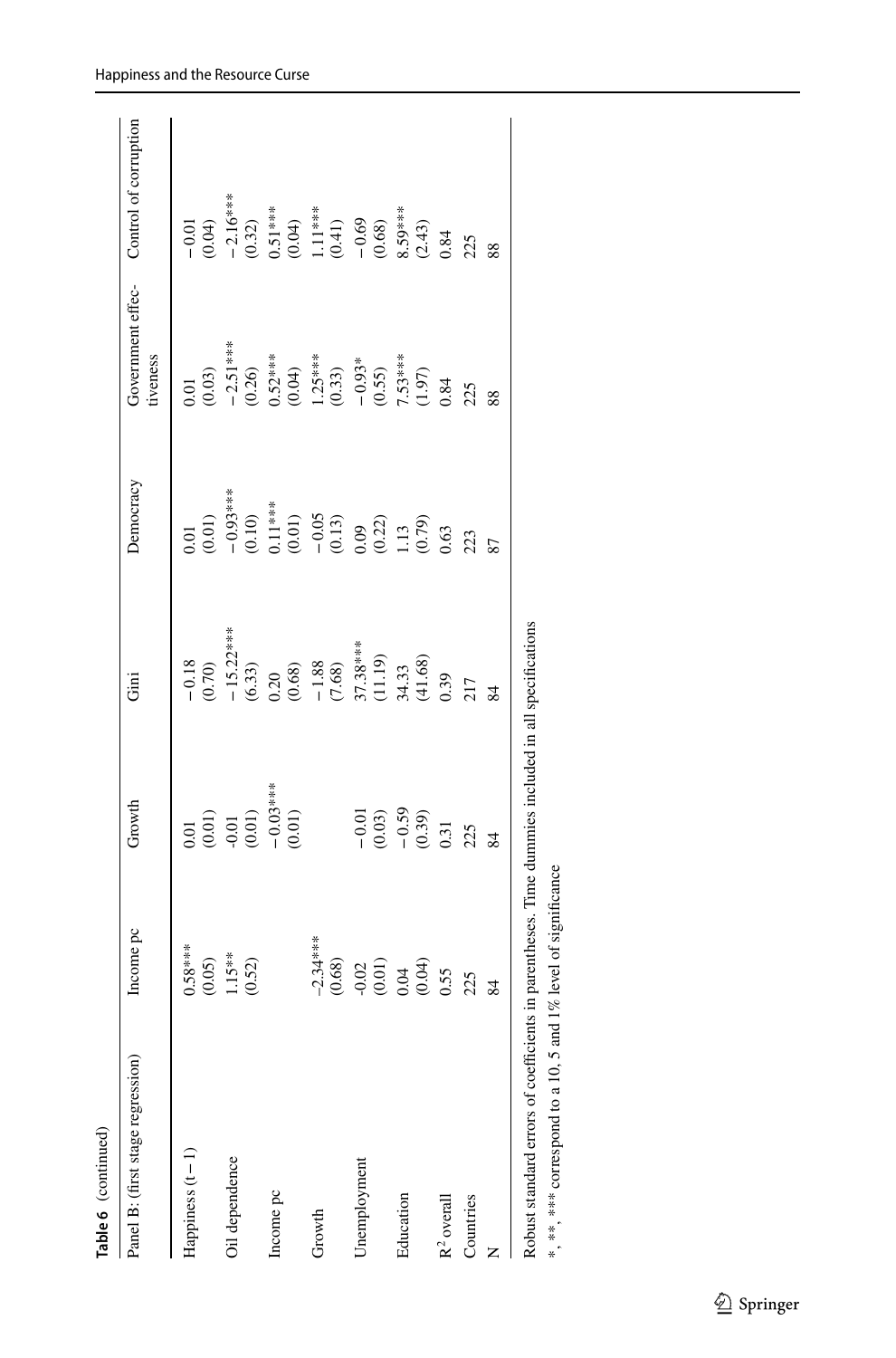**Table 6** (continued)

| Panel B: (first stage regression) | Income pc | Growth | Gini | Democracy | Government effectiveness | Control of corruption |
|---|---|---|---|---|---|---|
| Happiness (t − 1) | 0.58*** | 0.01 | − 0.18 | 0.01 | 0.01 | − 0.01 |
| | (0.05) | (0.01) | (0.70) | (0.01) | (0.03) | (0.04) |
| Oil dependence | 1.15** | -0.01 | − 15.22*** | − 0.93*** | − 2.51*** | − 2.16*** |
| | (0.52) | (0.01) | (6.33) | (0.10) | (0.26) | (0.32) |
| Income pc | | − 0.03*** | 0.20 | 0.11*** | 0.52*** | 0.51*** |
| | | (0.01) | (0.68) | (0.01) | (0.04) | (0.04) |
| Growth | − 2.34*** | | − 1.88 | − 0.05 | 1.25*** | 1.11*** |
| | (0.68) | | (7.68) | (0.13) | (0.33) | (0.41) |
| Unemployment | -0.02 | − 0.01 | 37.38*** | 0.09 | − 0.93* | − 0.69 |
| | (0.01) | (0.03) | (11.19) | (0.22) | (0.55) | (0.68) |
| Education | 0.04 | − 0.59 | 34.33 | 1.13 | 7.53*** | 8.59*** |
| | (0.04) | (0.39) | (41.68) | (0.79) | (1.97) | (2.43) |
| $R^2$ overall | 0.55 | 0.31 | 0.39 | 0.63 | 0.84 | 0.84 |
| Countries | 225 | 225 | 217 | 223 | 225 | 225 |
| N | 84 | 84 | 84 | 87 | 88 | 88 |

Robust standard errors of coefficients in parentheses. Time dummies included in all specifications

*, **, *** correspond to a 10, 5 and 1% level of significance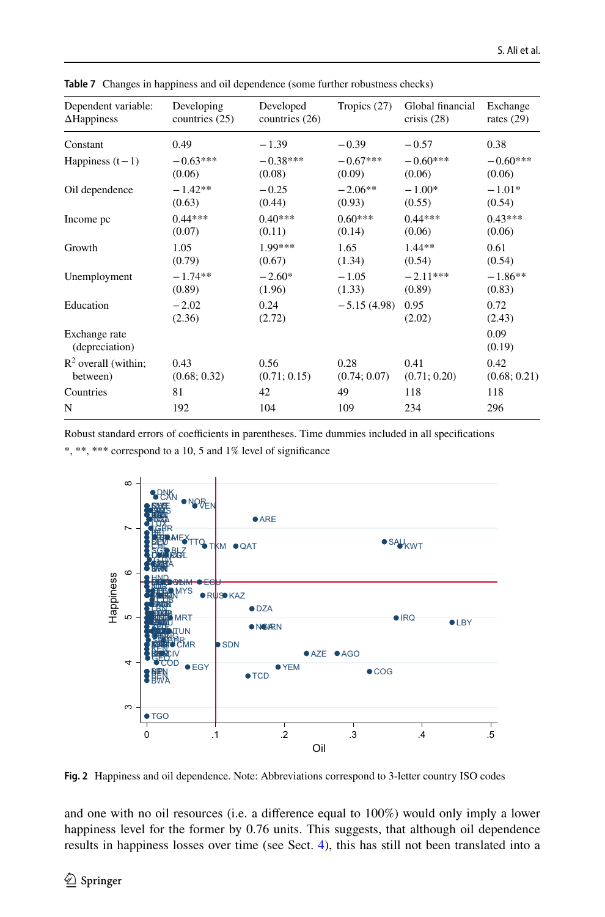**Table 7** Changes in happiness and oil dependence (some further robustness checks)

| Dependent variable: ΔHappiness | Developing countries (25) | Developed countries (26) | Tropics (27) | Global financial crisis (28) | Exchange rates (29) |
|---|---|---|---|---|---|
| Constant | 0.49 | −1.39 | −0.39 | −0.57 | 0.38 |
| Happiness (t−1) | −0.63*** (0.06) | −0.38*** (0.08) | −0.67*** (0.09) | −0.60*** (0.06) | −0.60*** (0.06) |
| Oil dependence | −1.42** (0.63) | −0.25 (0.44) | −2.06** (0.93) | −1.00* (0.55) | −1.01* (0.54) |
| Income pc | 0.44*** (0.07) | 0.40*** (0.11) | 0.60*** (0.14) | 0.44*** (0.06) | 0.43*** (0.06) |
| Growth | 1.05 (0.79) | 1.99*** (0.67) | 1.65 (1.34) | 1.44** (0.54) | 0.61 (0.54) |
| Unemployment | −1.74** (0.89) | −2.60* (1.96) | −1.05 (1.33) | −2.11*** (0.89) | −1.86** (0.83) |
| Education | −2.02 (2.36) | 0.24 (2.72) | −5.15 (4.98) | 0.95 (2.02) | 0.72 (2.43) |
| Exchange rate (depreciation) | | | | | 0.09 (0.19) |
| $R^2$ overall (within; between) | 0.43 (0.68; 0.32) | 0.56 (0.71; 0.15) | 0.28 (0.74; 0.07) | 0.41 (0.71; 0.20) | 0.42 (0.68; 0.21) |
| Countries | 81 | 42 | 49 | 118 | 118 |
| N | 192 | 104 | 109 | 234 | 296 |

Robust standard errors of coefficients in parentheses. Time dummies included in all specifications

*, **, *** correspond to a 10, 5 and 1% level of significance

**Fig. 2** Happiness and oil dependence. Note: Abbreviations correspond to 3-letter country ISO codes

and one with no oil resources (i.e. a difference equal to 100%) would only imply a lower happiness level for the former by 0.76 units. This suggests, that although oil dependence results in happiness losses over time (see Sect. 4), this has still not been translated into a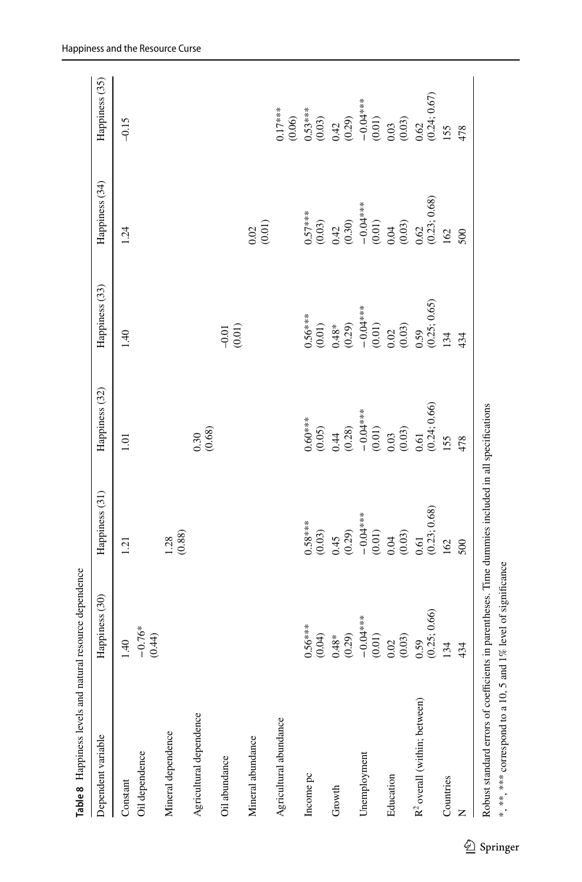**Table 8** Happiness levels and natural resource dependence

| Dependent variable | Happiness (30) | Happiness (31) | Happiness (32) | Happiness (33) | Happiness (34) | Happiness (35) |
|---|---|---|---|---|---|---|
| Constant | 1.40 | 1.21 | 1.01 | 1.40 | 1.24 | -0.15 |
| Oil dependence | −0.76* | | | | | |
| | (0.44) | | | | | |
| Mineral dependence | | 1.28 | | | | |
| | | (0.88) | | | | |
| Agricultural dependence | | | 0.30 | | | |
| | | | (0.68) | | | |
| Oil abundance | | | | -0.01 | | |
| | | | | (0.01) | | |
| Mineral abundance | | | | | 0.02 | |
| | | | | | (0.01) | |
| Agricultural abundance | | | | | | 0.17*** |
| | | | | | | (0.06) |
| Income pc | 0.56*** | 0.58*** | 0.60*** | 0.56*** | 0.57*** | 0.53*** |
| | (0.04) | (0.03) | (0.05) | (0.01) | (0.03) | (0.03) |
| Growth | 0.48* | 0.45 | 0.44 | 0.48* | 0.42 | 0.42 |
| | (0.29) | (0.29) | (0.28) | (0.29) | (0.30) | (0.29) |
| Unemployment | −0.04*** | −0.04*** | −0.04*** | −0.04*** | −0.04*** | −0.04*** |
| | (0.01) | (0.01) | (0.01) | (0.01) | (0.01) | (0.01) |
| Education | 0.02 | 0.04 | 0.03 | 0.02 | 0.04 | 0.03 |
| | (0.03) | (0.03) | (0.03) | (0.03) | (0.03) | (0.03) |
| $R^2$ overall (within; between) | 0.59 | 0.61 | 0.61 | 0.59 | 0.62 | 0.62 |
| | (0.25; 0.66) | (0.23; 0.68) | (0.24; 0.66) | (0.25; 0.65) | (0.23; 0.68) | (0.24; 0.67) |
| Countries | 134 | 162 | 155 | 134 | 162 | 155 |
| N | 434 | 500 | 478 | 434 | 500 | 478 |

Robust standard errors of coefficients in parentheses. Time dummies included in all specifications

*, **, *** correspond to a 10, 5 and 1% level of significance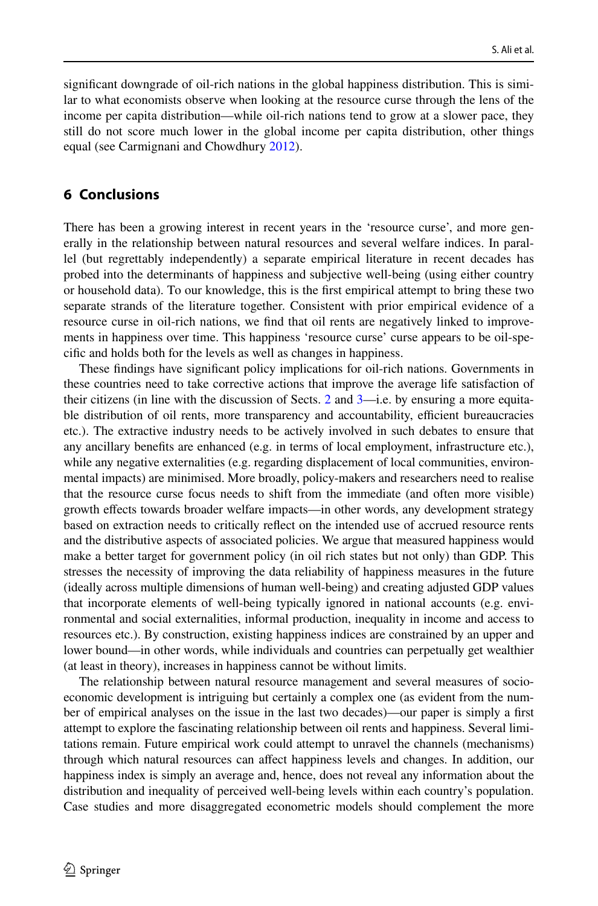significant downgrade of oil-rich nations in the global happiness distribution. This is similar to what economists observe when looking at the resource curse through the lens of the income per capita distribution—while oil-rich nations tend to grow at a slower pace, they still do not score much lower in the global income per capita distribution, other things equal (see Carmignani and Chowdhury 2012).

## 6 Conclusions

There has been a growing interest in recent years in the 'resource curse', and more generally in the relationship between natural resources and several welfare indices. In parallel (but regrettably independently) a separate empirical literature in recent decades has probed into the determinants of happiness and subjective well-being (using either country or household data). To our knowledge, this is the first empirical attempt to bring these two separate strands of the literature together. Consistent with prior empirical evidence of a resource curse in oil-rich nations, we find that oil rents are negatively linked to improvements in happiness over time. This happiness 'resource curse' curse appears to be oil-specific and holds both for the levels as well as changes in happiness.

These findings have significant policy implications for oil-rich nations. Governments in these countries need to take corrective actions that improve the average life satisfaction of their citizens (in line with the discussion of Sects. 2 and 3—i.e. by ensuring a more equitable distribution of oil rents, more transparency and accountability, efficient bureaucracies etc.). The extractive industry needs to be actively involved in such debates to ensure that any ancillary benefits are enhanced (e.g. in terms of local employment, infrastructure etc.), while any negative externalities (e.g. regarding displacement of local communities, environmental impacts) are minimised. More broadly, policy-makers and researchers need to realise that the resource curse focus needs to shift from the immediate (and often more visible) growth effects towards broader welfare impacts—in other words, any development strategy based on extraction needs to critically reflect on the intended use of accrued resource rents and the distributive aspects of associated policies. We argue that measured happiness would make a better target for government policy (in oil rich states but not only) than GDP. This stresses the necessity of improving the data reliability of happiness measures in the future (ideally across multiple dimensions of human well-being) and creating adjusted GDP values that incorporate elements of well-being typically ignored in national accounts (e.g. environmental and social externalities, informal production, inequality in income and access to resources etc.). By construction, existing happiness indices are constrained by an upper and lower bound—in other words, while individuals and countries can perpetually get wealthier (at least in theory), increases in happiness cannot be without limits.

The relationship between natural resource management and several measures of socioeconomic development is intriguing but certainly a complex one (as evident from the number of empirical analyses on the issue in the last two decades)—our paper is simply a first attempt to explore the fascinating relationship between oil rents and happiness. Several limitations remain. Future empirical work could attempt to unravel the channels (mechanisms) through which natural resources can affect happiness levels and changes. In addition, our happiness index is simply an average and, hence, does not reveal any information about the distribution and inequality of perceived well-being levels within each country's population. Case studies and more disaggregated econometric models should complement the more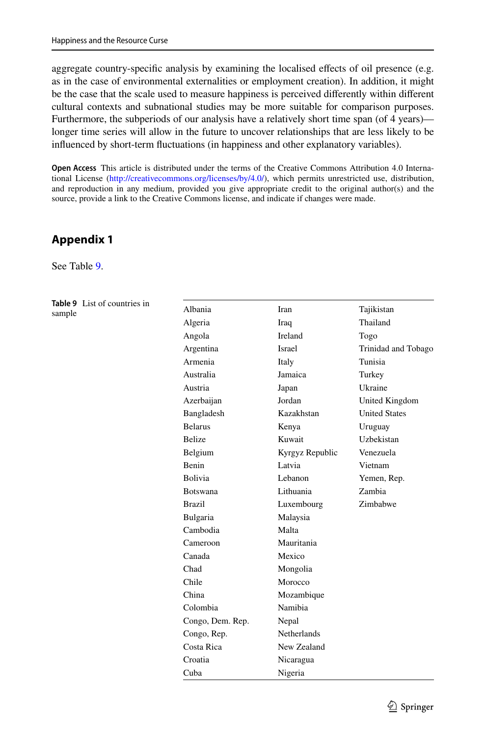aggregate country-specific analysis by examining the localised effects of oil presence (e.g. as in the case of environmental externalities or employment creation). In addition, it might be the case that the scale used to measure happiness is perceived differently within different cultural contexts and subnational studies may be more suitable for comparison purposes. Furthermore, the subperiods of our analysis have a relatively short time span (of 4 years)—longer time series will allow in the future to uncover relationships that are less likely to be influenced by short-term fluctuations (in happiness and other explanatory variables).

**Open Access** This article is distributed under the terms of the Creative Commons Attribution 4.0 International License (http://creativecommons.org/licenses/by/4.0/), which permits unrestricted use, distribution, and reproduction in any medium, provided you give appropriate credit to the original author(s) and the source, provide a link to the Creative Commons license, and indicate if changes were made.

## Appendix 1

See Table 9.

**Table 9** List of countries in sample

| | | |
|---|---|---|
| Albania | Iran | Tajikistan |
| Algeria | Iraq | Thailand |
| Angola | Ireland | Togo |
| Argentina | Israel | Trinidad and Tobago |
| Armenia | Italy | Tunisia |
| Australia | Jamaica | Turkey |
| Austria | Japan | Ukraine |
| Azerbaijan | Jordan | United Kingdom |
| Bangladesh | Kazakhstan | United States |
| Belarus | Kenya | Uruguay |
| Belize | Kuwait | Uzbekistan |
| Belgium | Kyrgyz Republic | Venezuela |
| Benin | Latvia | Vietnam |
| Bolivia | Lebanon | Yemen, Rep. |
| Botswana | Lithuania | Zambia |
| Brazil | Luxembourg | Zimbabwe |
| Bulgaria | Malaysia | |
| Cambodia | Malta | |
| Cameroon | Mauritania | |
| Canada | Mexico | |
| Chad | Mongolia | |
| Chile | Morocco | |
| China | Mozambique | |
| Colombia | Namibia | |
| Congo, Dem. Rep. | Nepal | |
| Congo, Rep. | Netherlands | |
| Costa Rica | New Zealand | |
| Croatia | Nicaragua | |
| Cuba | Nigeria | |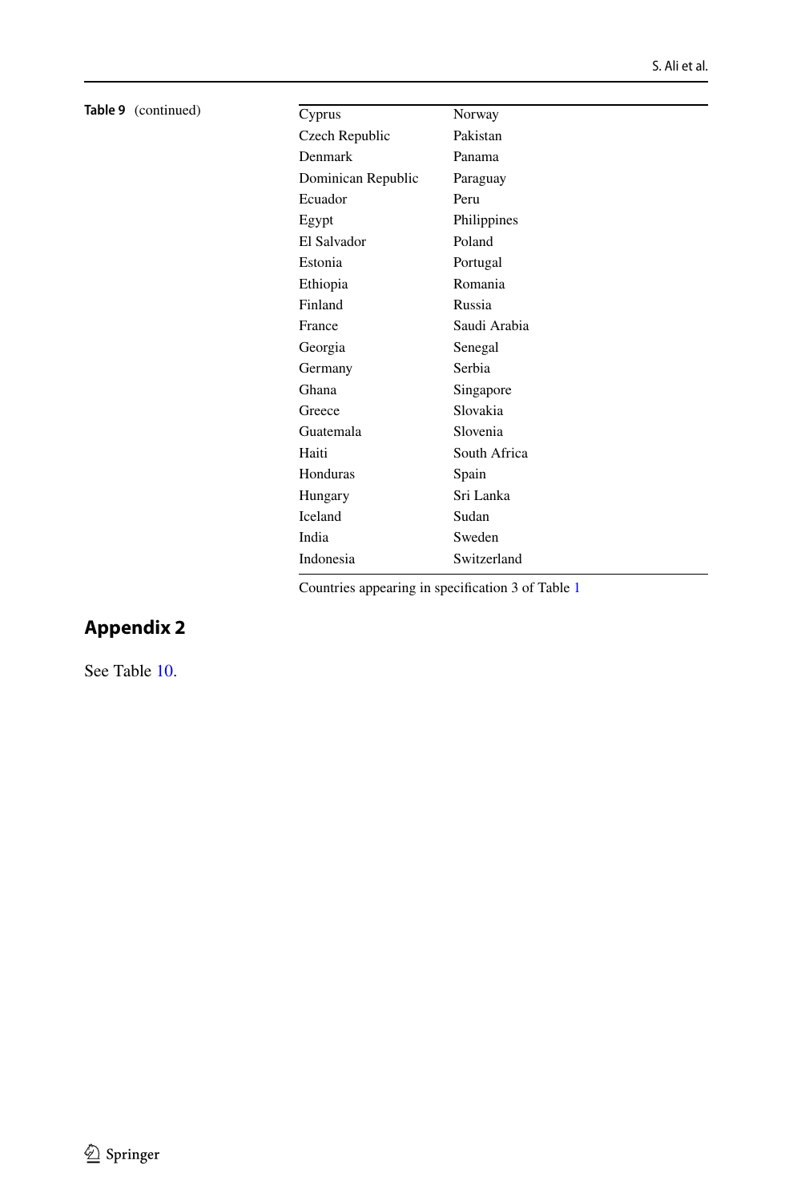**Table 9** (continued)

| | |
|---|---|
| Cyprus | Norway |
| Czech Republic | Pakistan |
| Denmark | Panama |
| Dominican Republic | Paraguay |
| Ecuador | Peru |
| Egypt | Philippines |
| El Salvador | Poland |
| Estonia | Portugal |
| Ethiopia | Romania |
| Finland | Russia |
| France | Saudi Arabia |
| Georgia | Senegal |
| Germany | Serbia |
| Ghana | Singapore |
| Greece | Slovakia |
| Guatemala | Slovenia |
| Haiti | South Africa |
| Honduras | Spain |
| Hungary | Sri Lanka |
| Iceland | Sudan |
| India | Sweden |
| Indonesia | Switzerland |

Countries appearing in specification 3 of Table 1

## Appendix 2

See Table 10.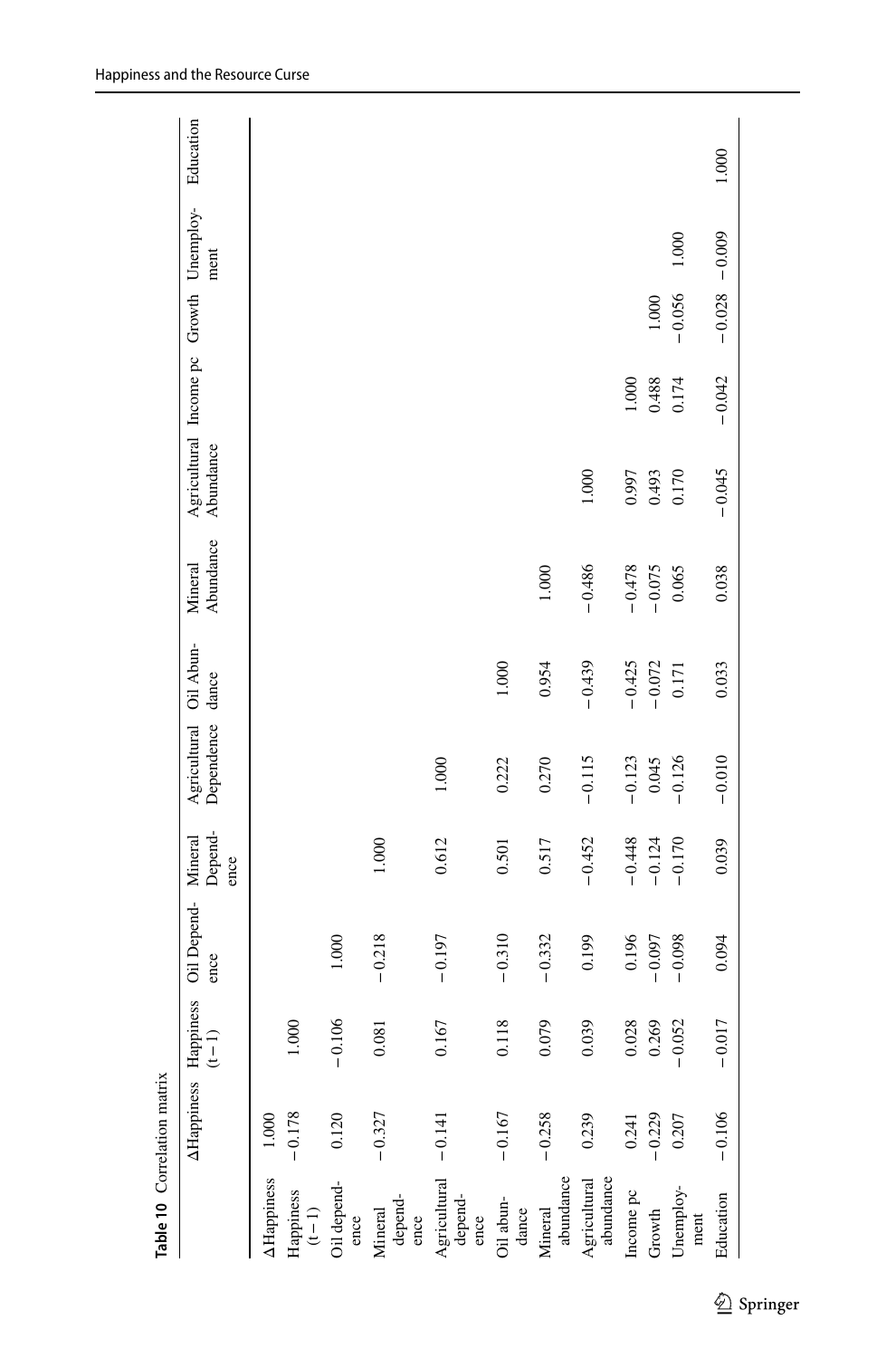**Table 10** Correlation matrix

| | ΔHappiness | Happiness (t−1) | Oil Dependence | Mineral Dependence | Agricultural Dependence | Oil Abundance | Mineral Abundance | Agricultural Abundance | Income pc | Growth | Unemployment | Education |
|---|---|---|---|---|---|---|---|---|---|---|---|---|
| ΔHappiness | 1.000 | | | | | | | | | | | |
| Happiness (t−1) | −0.178 | 1.000 | | | | | | | | | | |
| Oil dependence | 0.120 | −0.106 | 1.000 | | | | | | | | | |
| Mineral dependence | −0.327 | 0.081 | −0.218 | 1.000 | | | | | | | | |
| Agricultural dependence | −0.141 | 0.167 | −0.197 | 0.612 | 1.000 | | | | | | | |
| Oil abundance | −0.167 | 0.118 | −0.310 | 0.501 | 0.222 | 1.000 | | | | | | |
| Mineral abundance | −0.258 | 0.079 | −0.332 | 0.517 | 0.270 | 0.954 | 1.000 | | | | | |
| Agricultural abundance | 0.239 | 0.039 | 0.199 | −0.452 | −0.115 | −0.439 | −0.486 | 1.000 | | | | |
| Income pc | 0.241 | 0.028 | 0.196 | −0.448 | −0.123 | −0.425 | −0.478 | 0.997 | 1.000 | | | |
| Growth | −0.229 | 0.269 | −0.097 | −0.124 | 0.045 | −0.072 | −0.075 | 0.493 | 0.488 | 1.000 | | |
| Unemployment | 0.207 | −0.052 | −0.098 | −0.170 | −0.126 | 0.171 | 0.065 | 0.170 | 0.174 | −0.056 | 1.000 | |
| Education | −0.106 | −0.017 | 0.094 | 0.039 | −0.010 | 0.033 | 0.038 | −0.045 | −0.042 | −0.028 | −0.009 | 1.000 |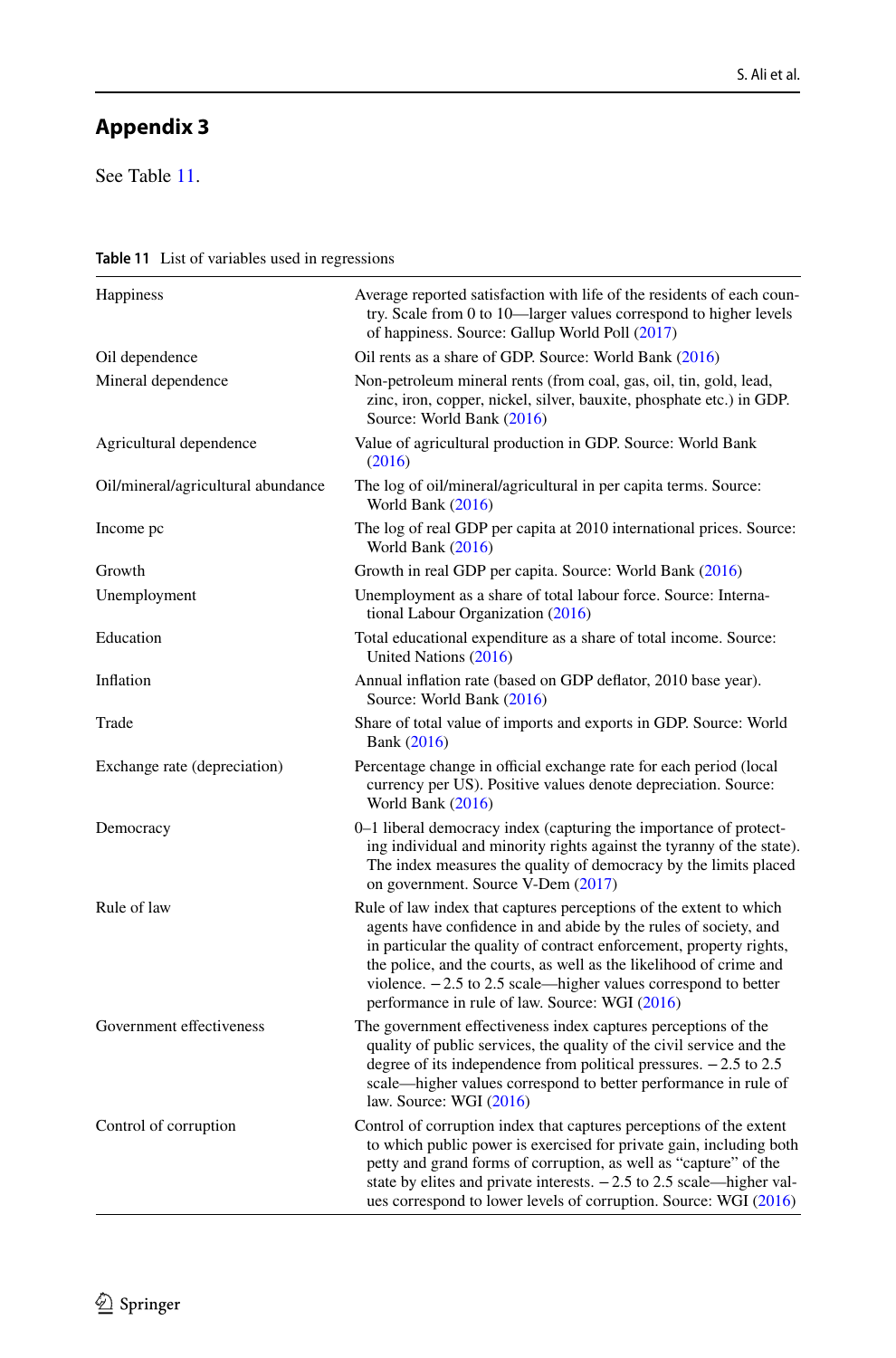## Appendix 3

See Table 11.

**Table 11** List of variables used in regressions

| | |
|---|---|
| Happiness | Average reported satisfaction with life of the residents of each country. Scale from 0 to 10—larger values correspond to higher levels of happiness. Source: Gallup World Poll (2017) |
| Oil dependence | Oil rents as a share of GDP. Source: World Bank (2016) |
| Mineral dependence | Non-petroleum mineral rents (from coal, gas, oil, tin, gold, lead, zinc, iron, copper, nickel, silver, bauxite, phosphate etc.) in GDP. Source: World Bank (2016) |
| Agricultural dependence | Value of agricultural production in GDP. Source: World Bank (2016) |
| Oil/mineral/agricultural abundance | The log of oil/mineral/agricultural in per capita terms. Source: World Bank (2016) |
| Income pc | The log of real GDP per capita at 2010 international prices. Source: World Bank (2016) |
| Growth | Growth in real GDP per capita. Source: World Bank (2016) |
| Unemployment | Unemployment as a share of total labour force. Source: International Labour Organization (2016) |
| Education | Total educational expenditure as a share of total income. Source: United Nations (2016) |
| Inflation | Annual inflation rate (based on GDP deflator, 2010 base year). Source: World Bank (2016) |
| Trade | Share of total value of imports and exports in GDP. Source: World Bank (2016) |
| Exchange rate (depreciation) | Percentage change in official exchange rate for each period (local currency per US). Positive values denote depreciation. Source: World Bank (2016) |
| Democracy | 0–1 liberal democracy index (capturing the importance of protecting individual and minority rights against the tyranny of the state). The index measures the quality of democracy by the limits placed on government. Source V-Dem (2017) |
| Rule of law | Rule of law index that captures perceptions of the extent to which agents have confidence in and abide by the rules of society, and in particular the quality of contract enforcement, property rights, the police, and the courts, as well as the likelihood of crime and violence. −2.5 to 2.5 scale—higher values correspond to better performance in rule of law. Source: WGI (2016) |
| Government effectiveness | The government effectiveness index captures perceptions of the quality of public services, the quality of the civil service and the degree of its independence from political pressures. −2.5 to 2.5 scale—higher values correspond to better performance in rule of law. Source: WGI (2016) |
| Control of corruption | Control of corruption index that captures perceptions of the extent to which public power is exercised for private gain, including both petty and grand forms of corruption, as well as "capture" of the state by elites and private interests. −2.5 to 2.5 scale—higher values correspond to lower levels of corruption. Source: WGI (2016) |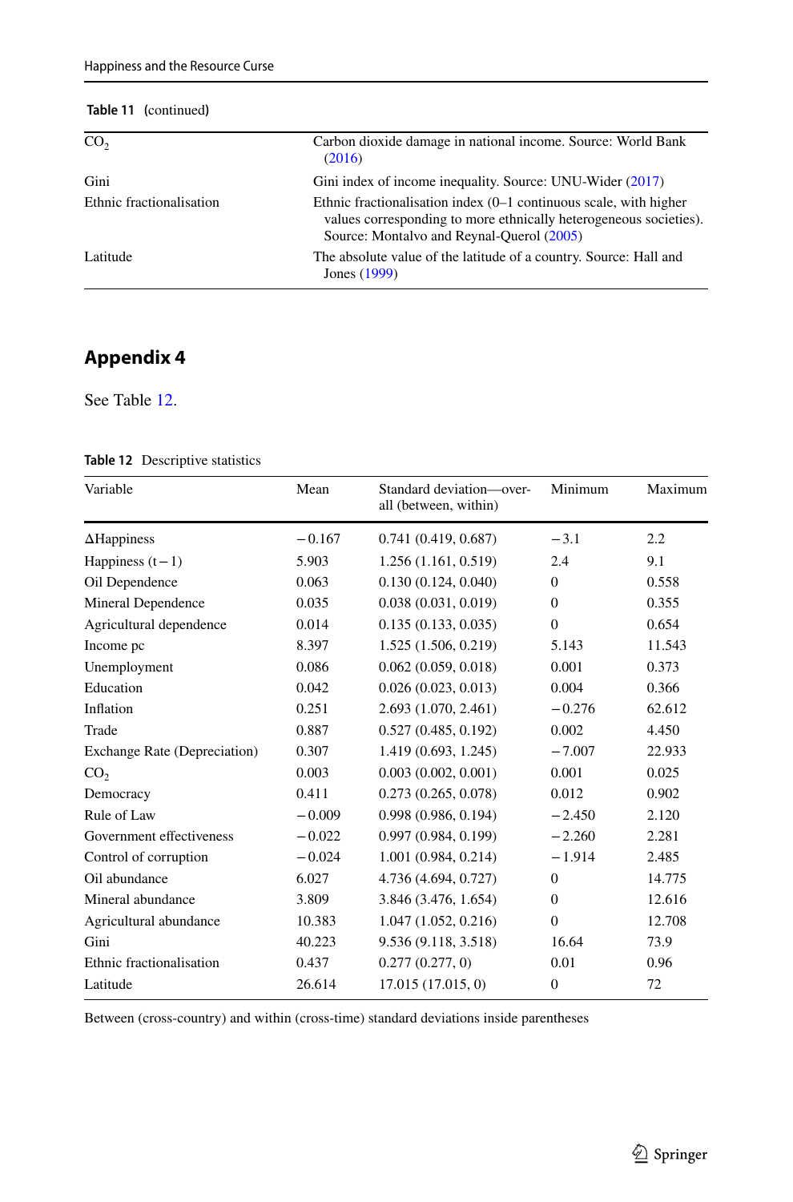**Table 11** (continued)

| | |
|---|---|
| $CO_2$ | Carbon dioxide damage in national income. Source: World Bank (2016) |
| Gini | Gini index of income inequality. Source: UNU-Wider (2017) |
| Ethnic fractionalisation | Ethnic fractionalisation index (0–1 continuous scale, with higher values corresponding to more ethnically heterogeneous societies). Source: Montalvo and Reynal-Querol (2005) |
| Latitude | The absolute value of the latitude of a country. Source: Hall and Jones (1999) |

## Appendix 4

See Table 12.

**Table 12** Descriptive statistics

| Variable | Mean | Standard deviation—overall (between, within) | Minimum | Maximum |
|---|---|---|---|---|
| ΔHappiness | −0.167 | 0.741 (0.419, 0.687) | −3.1 | 2.2 |
| Happiness (t−1) | 5.903 | 1.256 (1.161, 0.519) | 2.4 | 9.1 |
| Oil Dependence | 0.063 | 0.130 (0.124, 0.040) | 0 | 0.558 |
| Mineral Dependence | 0.035 | 0.038 (0.031, 0.019) | 0 | 0.355 |
| Agricultural dependence | 0.014 | 0.135 (0.133, 0.035) | 0 | 0.654 |
| Income pc | 8.397 | 1.525 (1.506, 0.219) | 5.143 | 11.543 |
| Unemployment | 0.086 | 0.062 (0.059, 0.018) | 0.001 | 0.373 |
| Education | 0.042 | 0.026 (0.023, 0.013) | 0.004 | 0.366 |
| Inflation | 0.251 | 2.693 (1.070, 2.461) | −0.276 | 62.612 |
| Trade | 0.887 | 0.527 (0.485, 0.192) | 0.002 | 4.450 |
| Exchange Rate (Depreciation) | 0.307 | 1.419 (0.693, 1.245) | −7.007 | 22.933 |
| $CO_2$ | 0.003 | 0.003 (0.002, 0.001) | 0.001 | 0.025 |
| Democracy | 0.411 | 0.273 (0.265, 0.078) | 0.012 | 0.902 |
| Rule of Law | −0.009 | 0.998 (0.986, 0.194) | −2.450 | 2.120 |
| Government effectiveness | −0.022 | 0.997 (0.984, 0.199) | −2.260 | 2.281 |
| Control of corruption | −0.024 | 1.001 (0.984, 0.214) | −1.914 | 2.485 |
| Oil abundance | 6.027 | 4.736 (4.694, 0.727) | 0 | 14.775 |
| Mineral abundance | 3.809 | 3.846 (3.476, 1.654) | 0 | 12.616 |
| Agricultural abundance | 10.383 | 1.047 (1.052, 0.216) | 0 | 12.708 |
| Gini | 40.223 | 9.536 (9.118, 3.518) | 16.64 | 73.9 |
| Ethnic fractionalisation | 0.437 | 0.277 (0.277, 0) | 0.01 | 0.96 |
| Latitude | 26.614 | 17.015 (17.015, 0) | 0 | 72 |

Between (cross-country) and within (cross-time) standard deviations inside parentheses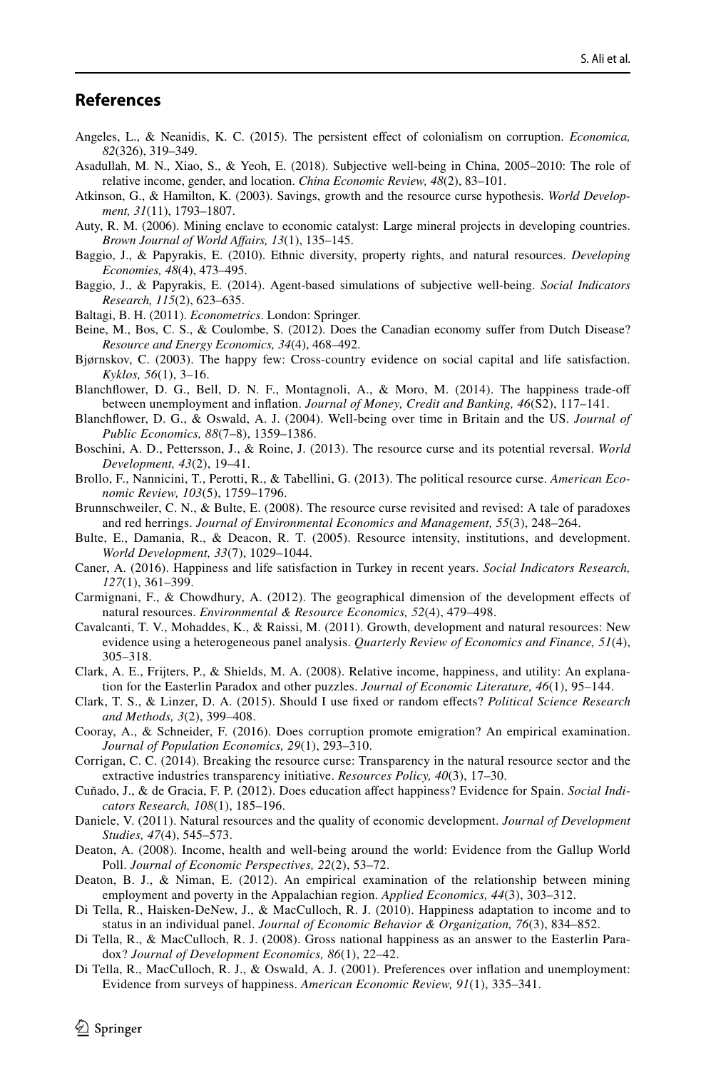## References

Angeles, L., & Neanidis, K. C. (2015). The persistent effect of colonialism on corruption. *Economica, 82*(326), 319–349.

Asadullah, M. N., Xiao, S., & Yeoh, E. (2018). Subjective well-being in China, 2005–2010: The role of relative income, gender, and location. *China Economic Review, 48*(2), 83–101.

Atkinson, G., & Hamilton, K. (2003). Savings, growth and the resource curse hypothesis. *World Development, 31*(11), 1793–1807.

Auty, R. M. (2006). Mining enclave to economic catalyst: Large mineral projects in developing countries. *Brown Journal of World Affairs, 13*(1), 135–145.

Baggio, J., & Papyrakis, E. (2010). Ethnic diversity, property rights, and natural resources. *Developing Economies, 48*(4), 473–495.

Baggio, J., & Papyrakis, E. (2014). Agent-based simulations of subjective well-being. *Social Indicators Research, 115*(2), 623–635.

Baltagi, B. H. (2011). *Econometrics*. London: Springer.

Beine, M., Bos, C. S., & Coulombe, S. (2012). Does the Canadian economy suffer from Dutch Disease? *Resource and Energy Economics, 34*(4), 468–492.

Bjørnskov, C. (2003). The happy few: Cross-country evidence on social capital and life satisfaction. *Kyklos, 56*(1), 3–16.

Blanchflower, D. G., Bell, D. N. F., Montagnoli, A., & Moro, M. (2014). The happiness trade-off between unemployment and inflation. *Journal of Money, Credit and Banking, 46*(S2), 117–141.

Blanchflower, D. G., & Oswald, A. J. (2004). Well-being over time in Britain and the US. *Journal of Public Economics, 88*(7–8), 1359–1386.

Boschini, A. D., Pettersson, J., & Roine, J. (2013). The resource curse and its potential reversal. *World Development, 43*(2), 19–41.

Brollo, F., Nannicini, T., Perotti, R., & Tabellini, G. (2013). The political resource curse. *American Economic Review, 103*(5), 1759–1796.

Brunnschweiler, C. N., & Bulte, E. (2008). The resource curse revisited and revised: A tale of paradoxes and red herrings. *Journal of Environmental Economics and Management, 55*(3), 248–264.

Bulte, E., Damania, R., & Deacon, R. T. (2005). Resource intensity, institutions, and development. *World Development, 33*(7), 1029–1044.

Caner, A. (2016). Happiness and life satisfaction in Turkey in recent years. *Social Indicators Research, 127*(1), 361–399.

Carmignani, F., & Chowdhury, A. (2012). The geographical dimension of the development effects of natural resources. *Environmental & Resource Economics, 52*(4), 479–498.

Cavalcanti, T. V., Mohaddes, K., & Raissi, M. (2011). Growth, development and natural resources: New evidence using a heterogeneous panel analysis. *Quarterly Review of Economics and Finance, 51*(4), 305–318.

Clark, A. E., Frijters, P., & Shields, M. A. (2008). Relative income, happiness, and utility: An explanation for the Easterlin Paradox and other puzzles. *Journal of Economic Literature, 46*(1), 95–144.

Clark, T. S., & Linzer, D. A. (2015). Should I use fixed or random effects? *Political Science Research and Methods, 3*(2), 399–408.

Cooray, A., & Schneider, F. (2016). Does corruption promote emigration? An empirical examination. *Journal of Population Economics, 29*(1), 293–310.

Corrigan, C. C. (2014). Breaking the resource curse: Transparency in the natural resource sector and the extractive industries transparency initiative. *Resources Policy, 40*(3), 17–30.

Cuñado, J., & de Gracia, F. P. (2012). Does education affect happiness? Evidence for Spain. *Social Indicators Research, 108*(1), 185–196.

Daniele, V. (2011). Natural resources and the quality of economic development. *Journal of Development Studies, 47*(4), 545–573.

Deaton, A. (2008). Income, health and well-being around the world: Evidence from the Gallup World Poll. *Journal of Economic Perspectives, 22*(2), 53–72.

Deaton, B. J., & Niman, E. (2012). An empirical examination of the relationship between mining employment and poverty in the Appalachian region. *Applied Economics, 44*(3), 303–312.

Di Tella, R., Haisken-DeNew, J., & MacCulloch, R. J. (2010). Happiness adaptation to income and to status in an individual panel. *Journal of Economic Behavior & Organization, 76*(3), 834–852.

Di Tella, R., & MacCulloch, R. J. (2008). Gross national happiness as an answer to the Easterlin Paradox? *Journal of Development Economics, 86*(1), 22–42.

Di Tella, R., MacCulloch, R. J., & Oswald, A. J. (2001). Preferences over inflation and unemployment: Evidence from surveys of happiness. *American Economic Review, 91*(1), 335–341.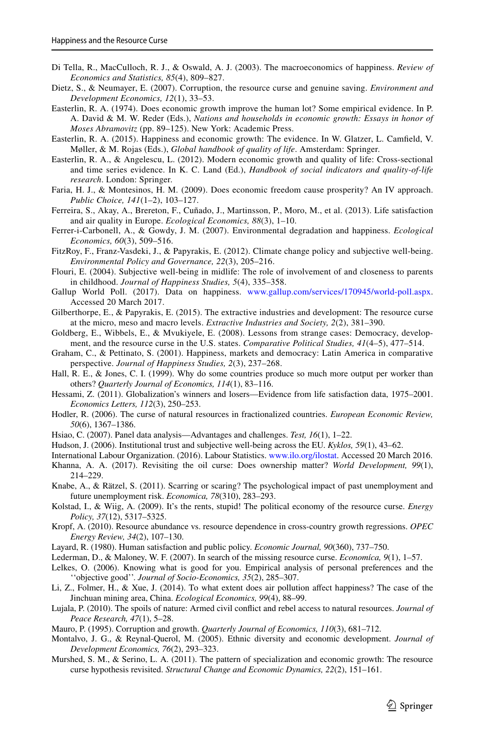Di Tella, R., MacCulloch, R. J., & Oswald, A. J. (2003). The macroeconomics of happiness. *Review of Economics and Statistics, 85*(4), 809–827.

Dietz, S., & Neumayer, E. (2007). Corruption, the resource curse and genuine saving. *Environment and Development Economics, 12*(1), 33–53.

Easterlin, R. A. (1974). Does economic growth improve the human lot? Some empirical evidence. In P. A. David & M. W. Reder (Eds.), *Nations and households in economic growth: Essays in honor of Moses Abramovitz* (pp. 89–125). New York: Academic Press.

Easterlin, R. A. (2015). Happiness and economic growth: The evidence. In W. Glatzer, L. Camfield, V. Møller, & M. Rojas (Eds.), *Global handbook of quality of life*. Amsterdam: Springer.

Easterlin, R. A., & Angelescu, L. (2012). Modern economic growth and quality of life: Cross-sectional and time series evidence. In K. C. Land (Ed.), *Handbook of social indicators and quality-of-life research*. London: Springer.

Faria, H. J., & Montesinos, H. M. (2009). Does economic freedom cause prosperity? An IV approach. *Public Choice, 141*(1–2), 103–127.

Ferreira, S., Akay, A., Brereton, F., Cuñado, J., Martinsson, P., Moro, M., et al. (2013). Life satisfaction and air quality in Europe. *Ecological Economics, 88*(3), 1–10.

Ferrer-i-Carbonell, A., & Gowdy, J. M. (2007). Environmental degradation and happiness. *Ecological Economics, 60*(3), 509–516.

FitzRoy, F., Franz-Vasdeki, J., & Papyrakis, E. (2012). Climate change policy and subjective well-being. *Environmental Policy and Governance, 22*(3), 205–216.

Flouri, E. (2004). Subjective well-being in midlife: The role of involvement of and closeness to parents in childhood. *Journal of Happiness Studies, 5*(4), 335–358.

Gallup World Poll. (2017). Data on happiness. www.gallup.com/services/170945/world-poll.aspx. Accessed 20 March 2017.

Gilberthorpe, E., & Papyrakis, E. (2015). The extractive industries and development: The resource curse at the micro, meso and macro levels. *Extractive Industries and Society, 2*(2), 381–390.

Goldberg, E., Wibbels, E., & Mvukiyele, E. (2008). Lessons from strange cases: Democracy, development, and the resource curse in the U.S. states. *Comparative Political Studies, 41*(4–5), 477–514.

Graham, C., & Pettinato, S. (2001). Happiness, markets and democracy: Latin America in comparative perspective. *Journal of Happiness Studies, 2*(3), 237–268.

Hall, R. E., & Jones, C. I. (1999). Why do some countries produce so much more output per worker than others? *Quarterly Journal of Economics, 114*(1), 83–116.

Hessami, Z. (2011). Globalization's winners and losers—Evidence from life satisfaction data, 1975–2001. *Economics Letters, 112*(3), 250–253.

Hodler, R. (2006). The curse of natural resources in fractionalized countries. *European Economic Review, 50*(6), 1367–1386.

Hsiao, C. (2007). Panel data analysis—Advantages and challenges. *Test, 16*(1), 1–22.

Hudson, J. (2006). Institutional trust and subjective well-being across the EU. *Kyklos, 59*(1), 43–62.

International Labour Organization. (2016). Labour Statistics. www.ilo.org/ilostat. Accessed 20 March 2016.

Khanna, A. A. (2017). Revisiting the oil curse: Does ownership matter? *World Development, 99*(1), 214–229.

Knabe, A., & Rätzel, S. (2011). Scarring or scaring? The psychological impact of past unemployment and future unemployment risk. *Economica, 78*(310), 283–293.

Kolstad, I., & Wiig, A. (2009). It's the rents, stupid! The political economy of the resource curse. *Energy Policy, 37*(12), 5317–5325.

Kropf, A. (2010). Resource abundance vs. resource dependence in cross-country growth regressions. *OPEC Energy Review, 34*(2), 107–130.

Layard, R. (1980). Human satisfaction and public policy. *Economic Journal, 90*(360), 737–750.

Lederman, D., & Maloney, W. F. (2007). In search of the missing resource curse. *Economía, 9*(1), 1–57.

Lelkes, O. (2006). Knowing what is good for you. Empirical analysis of personal preferences and the ''objective good''. *Journal of Socio-Economics, 35*(2), 285–307.

Li, Z., Folmer, H., & Xue, J. (2014). To what extent does air pollution affect happiness? The case of the Jinchuan mining area, China. *Ecological Economics, 99*(4), 88–99.

Lujala, P. (2010). The spoils of nature: Armed civil conflict and rebel access to natural resources. *Journal of Peace Research, 47*(1), 5–28.

Mauro, P. (1995). Corruption and growth. *Quarterly Journal of Economics, 110*(3), 681–712.

Montalvo, J. G., & Reynal-Querol, M. (2005). Ethnic diversity and economic development. *Journal of Development Economics, 76*(2), 293–323.

Murshed, S. M., & Serino, L. A. (2011). The pattern of specialization and economic growth: The resource curse hypothesis revisited. *Structural Change and Economic Dynamics, 22*(2), 151–161.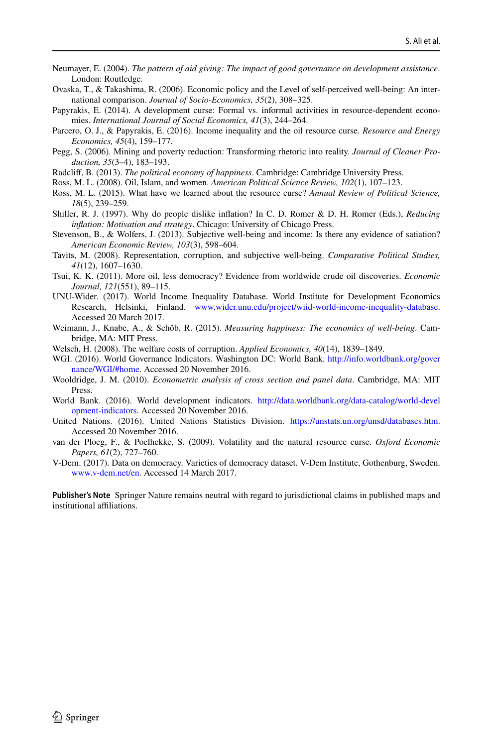Neumayer, E. (2004). *The pattern of aid giving: The impact of good governance on development assistance*. London: Routledge.

Ovaska, T., & Takashima, R. (2006). Economic policy and the Level of self-perceived well-being: An international comparison. *Journal of Socio-Economics, 35*(2), 308–325.

Papyrakis, E. (2014). A development curse: Formal vs. informal activities in resource-dependent economies. *International Journal of Social Economics, 41*(3), 244–264.

Parcero, O. J., & Papyrakis, E. (2016). Income inequality and the oil resource curse. *Resource and Energy Economics, 45*(4), 159–177.

Pegg, S. (2006). Mining and poverty reduction: Transforming rhetoric into reality. *Journal of Cleaner Production, 35*(3–4), 183–193.

Radcliff, B. (2013). *The political economy of happiness*. Cambridge: Cambridge University Press.

Ross, M. L. (2008). Oil, Islam, and women. *American Political Science Review, 102*(1), 107–123.

Ross, M. L. (2015). What have we learned about the resource curse? *Annual Review of Political Science, 18*(5), 239–259.

Shiller, R. J. (1997). Why do people dislike inflation? In C. D. Romer & D. H. Romer (Eds.), *Reducing inflation: Motivation and strategy*. Chicago: University of Chicago Press.

Stevenson, B., & Wolfers, J. (2013). Subjective well-being and income: Is there any evidence of satiation? *American Economic Review, 103*(3), 598–604.

Tavits, M. (2008). Representation, corruption, and subjective well-being. *Comparative Political Studies, 41*(12), 1607–1630.

Tsui, K. K. (2011). More oil, less democracy? Evidence from worldwide crude oil discoveries. *Economic Journal, 121*(551), 89–115.

UNU-Wider. (2017). World Income Inequality Database. World Institute for Development Economics Research, Helsinki, Finland. www.wider.unu.edu/project/wiid-world-income-inequality-database. Accessed 20 March 2017.

Weimann, J., Knabe, A., & Schöb, R. (2015). *Measuring happiness: The economics of well-being*. Cambridge, MA: MIT Press.

Welsch, H. (2008). The welfare costs of corruption. *Applied Economics, 40*(14), 1839–1849.

WGI. (2016). World Governance Indicators. Washington DC: World Bank. http://info.worldbank.org/governance/WGI/#home. Accessed 20 November 2016.

Wooldridge, J. M. (2010). *Econometric analysis of cross section and panel data*. Cambridge, MA: MIT Press.

World Bank. (2016). World development indicators. http://data.worldbank.org/data-catalog/world-development-indicators. Accessed 20 November 2016.

United Nations. (2016). United Nations Statistics Division. https://unstats.un.org/unsd/databases.htm. Accessed 20 November 2016.

van der Ploeg, F., & Poelhekke, S. (2009). Volatility and the natural resource curse. *Oxford Economic Papers, 61*(2), 727–760.

V-Dem. (2017). Data on democracy. Varieties of democracy dataset. V-Dem Institute, Gothenburg, Sweden. www.v-dem.net/en. Accessed 14 March 2017.

**Publisher's Note** Springer Nature remains neutral with regard to jurisdictional claims in published maps and institutional affiliations.